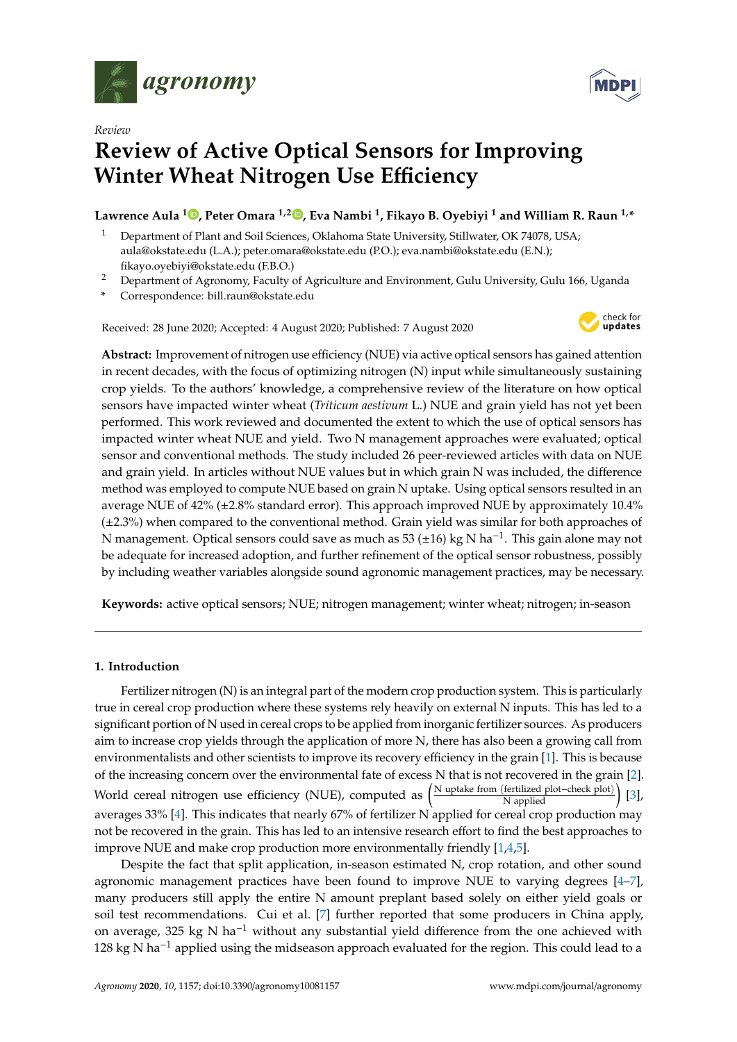Review

# Review of Active Optical Sensors for Improving Winter Wheat Nitrogen Use Efficiency

**Lawrence Aula [1], Peter Omara [1,2], Eva Nambi [1], Fikayo B. Oyebiyi [1] and William R. Raun [1,*]**

[1] Department of Plant and Soil Sciences, Oklahoma State University, Stillwater, OK 74078, USA; aula@okstate.edu (L.A.); peter.omara@okstate.edu (P.O.); eva.nambi@okstate.edu (E.N.); fikayo.oyebiyi@okstate.edu (F.B.O.)

[2] Department of Agronomy, Faculty of Agriculture and Environment, Gulu University, Gulu 166, Uganda

[*] Correspondence: bill.raun@okstate.edu

Received: 28 June 2020; Accepted: 4 August 2020; Published: 7 August 2020

**Abstract:** Improvement of nitrogen use efficiency (NUE) via active optical sensors has gained attention in recent decades, with the focus of optimizing nitrogen (N) input while simultaneously sustaining crop yields. To the authors' knowledge, a comprehensive review of the literature on how optical sensors have impacted winter wheat (*Triticum aestivum* L.) NUE and grain yield has not yet been performed. This work reviewed and documented the extent to which the use of optical sensors has impacted winter wheat NUE and yield. Two N management approaches were evaluated; optical sensor and conventional methods. The study included 26 peer-reviewed articles with data on NUE and grain yield. In articles without NUE values but in which grain N was included, the difference method was employed to compute NUE based on grain N uptake. Using optical sensors resulted in an average NUE of 42% (±2.8% standard error). This approach improved NUE by approximately 10.4% (±2.3%) when compared to the conventional method. Grain yield was similar for both approaches of N management. Optical sensors could save as much as 53 (±16) kg N ha$^{-1}$. This gain alone may not be adequate for increased adoption, and further refinement of the optical sensor robustness, possibly by including weather variables alongside sound agronomic management practices, may be necessary.

**Keywords:** active optical sensors; NUE; nitrogen management; winter wheat; nitrogen; in-season

## 1. Introduction

Fertilizer nitrogen (N) is an integral part of the modern crop production system. This is particularly true in cereal crop production where these systems rely heavily on external N inputs. This has led to a significant portion of N used in cereal crops to be applied from inorganic fertilizer sources. As producers aim to increase crop yields through the application of more N, there has also been a growing call from environmentalists and other scientists to improve its recovery efficiency in the grain [1]. This is because of the increasing concern over the environmental fate of excess N that is not recovered in the grain [2]. World cereal nitrogen use efficiency (NUE), computed as $\left(\frac{\text{N uptake from (fertilized plot} - \text{check plot)}}{\text{N applied}}\right)$ [3], averages 33% [4]. This indicates that nearly 67% of fertilizer N applied for cereal crop production may not be recovered in the grain. This has led to an intensive research effort to find the best approaches to improve NUE and make crop production more environmentally friendly [1,4,5].

Despite the fact that split application, in-season estimated N, crop rotation, and other sound agronomic management practices have been found to improve NUE to varying degrees [4–7], many producers still apply the entire N amount preplant based solely on either yield goals or soil test recommendations. Cui et al. [7] further reported that some producers in China apply, on average, 325 kg N ha$^{-1}$ without any substantial yield difference from the one achieved with 128 kg N ha$^{-1}$ applied using the midseason approach evaluated for the region. This could lead to a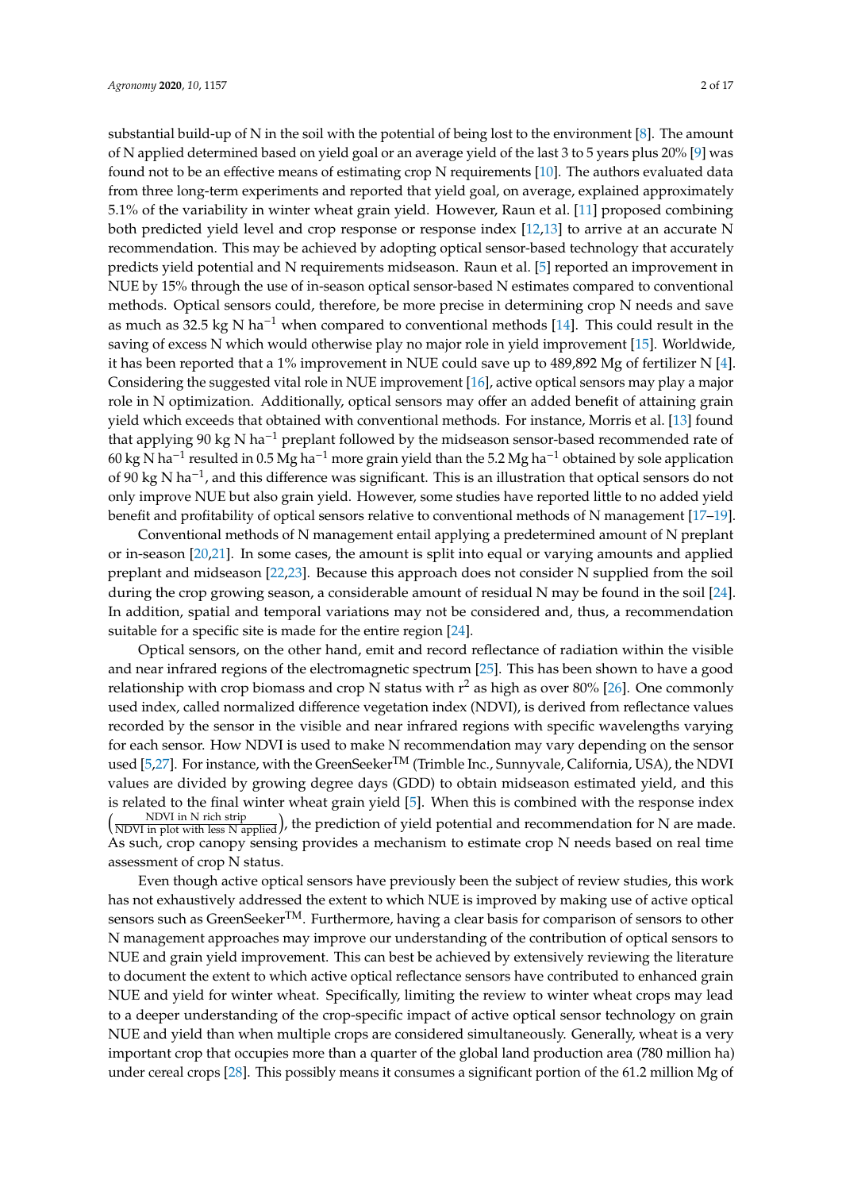substantial build-up of N in the soil with the potential of being lost to the environment [8]. The amount of N applied determined based on yield goal or an average yield of the last 3 to 5 years plus 20% [9] was found not to be an effective means of estimating crop N requirements [10]. The authors evaluated data from three long-term experiments and reported that yield goal, on average, explained approximately 5.1% of the variability in winter wheat grain yield. However, Raun et al. [11] proposed combining both predicted yield level and crop response or response index [12,13] to arrive at an accurate N recommendation. This may be achieved by adopting optical sensor-based technology that accurately predicts yield potential and N requirements midseason. Raun et al. [5] reported an improvement in NUE by 15% through the use of in-season optical sensor-based N estimates compared to conventional methods. Optical sensors could, therefore, be more precise in determining crop N needs and save as much as 32.5 kg N $ha^{-1}$ when compared to conventional methods [14]. This could result in the saving of excess N which would otherwise play no major role in yield improvement [15]. Worldwide, it has been reported that a 1% improvement in NUE could save up to 489,892 Mg of fertilizer N [4]. Considering the suggested vital role in NUE improvement [16], active optical sensors may play a major role in N optimization. Additionally, optical sensors may offer an added benefit of attaining grain yield which exceeds that obtained with conventional methods. For instance, Morris et al. [13] found that applying 90 kg N $ha^{-1}$ preplant followed by the midseason sensor-based recommended rate of 60 kg N $ha^{-1}$ resulted in 0.5 Mg $ha^{-1}$ more grain yield than the 5.2 Mg $ha^{-1}$ obtained by sole application of 90 kg N $ha^{-1}$, and this difference was significant. This is an illustration that optical sensors do not only improve NUE but also grain yield. However, some studies have reported little to no added yield benefit and profitability of optical sensors relative to conventional methods of N management [17–19].

Conventional methods of N management entail applying a predetermined amount of N preplant or in-season [20,21]. In some cases, the amount is split into equal or varying amounts and applied preplant and midseason [22,23]. Because this approach does not consider N supplied from the soil during the crop growing season, a considerable amount of residual N may be found in the soil [24]. In addition, spatial and temporal variations may not be considered and, thus, a recommendation suitable for a specific site is made for the entire region [24].

Optical sensors, on the other hand, emit and record reflectance of radiation within the visible and near infrared regions of the electromagnetic spectrum [25]. This has been shown to have a good relationship with crop biomass and crop N status with $r^2$ as high as over 80% [26]. One commonly used index, called normalized difference vegetation index (NDVI), is derived from reflectance values recorded by the sensor in the visible and near infrared regions with specific wavelengths varying for each sensor. How NDVI is used to make N recommendation may vary depending on the sensor used [5,27]. For instance, with the GreenSeeker$^{TM}$ (Trimble Inc., Sunnyvale, California, USA), the NDVI values are divided by growing degree days (GDD) to obtain midseason estimated yield, and this is related to the final winter wheat grain yield [5]. When this is combined with the response index $\left(\frac{\text{NDVI in N rich strip}}{\text{NDVI in plot with less N applied}}\right)$, the prediction of yield potential and recommendation for N are made. As such, crop canopy sensing provides a mechanism to estimate crop N needs based on real time assessment of crop N status.

Even though active optical sensors have previously been the subject of review studies, this work has not exhaustively addressed the extent to which NUE is improved by making use of active optical sensors such as GreenSeeker$^{TM}$. Furthermore, having a clear basis for comparison of sensors to other N management approaches may improve our understanding of the contribution of optical sensors to NUE and grain yield improvement. This can best be achieved by extensively reviewing the literature to document the extent to which active optical reflectance sensors have contributed to enhanced grain NUE and yield for winter wheat. Specifically, limiting the review to winter wheat crops may lead to a deeper understanding of the crop-specific impact of active optical sensor technology on grain NUE and yield than when multiple crops are considered simultaneously. Generally, wheat is a very important crop that occupies more than a quarter of the global land production area (780 million ha) under cereal crops [28]. This possibly means it consumes a significant portion of the 61.2 million Mg of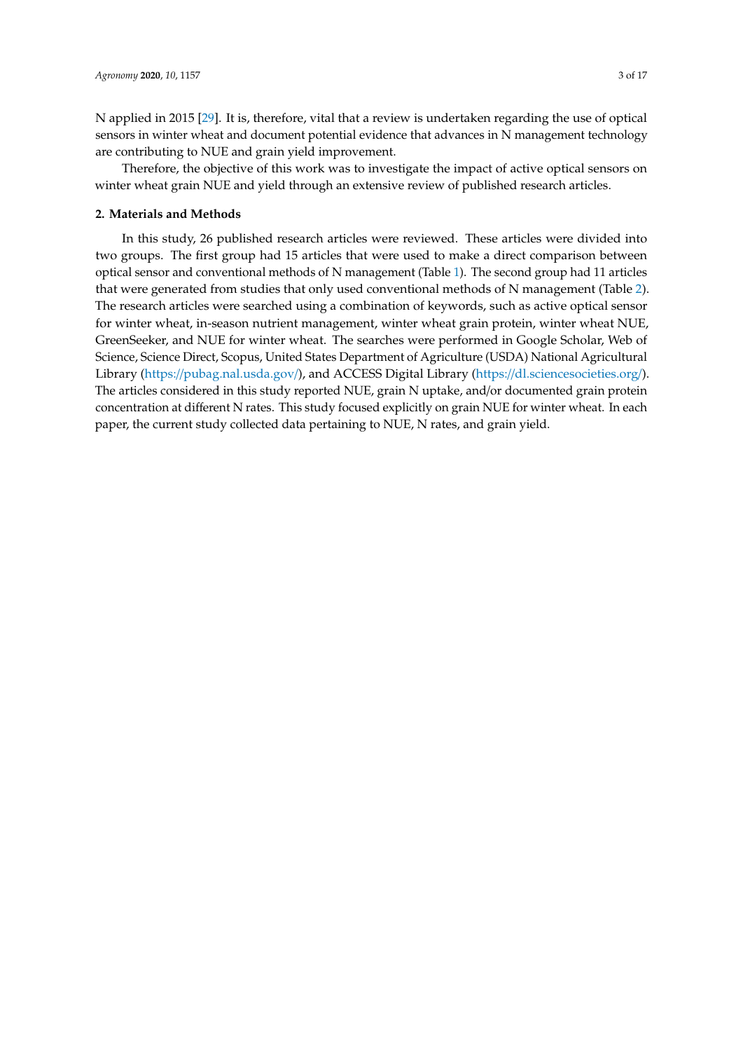N applied in 2015 [29]. It is, therefore, vital that a review is undertaken regarding the use of optical sensors in winter wheat and document potential evidence that advances in N management technology are contributing to NUE and grain yield improvement.

Therefore, the objective of this work was to investigate the impact of active optical sensors on winter wheat grain NUE and yield through an extensive review of published research articles.

## 2. Materials and Methods

In this study, 26 published research articles were reviewed. These articles were divided into two groups. The first group had 15 articles that were used to make a direct comparison between optical sensor and conventional methods of N management (Table 1). The second group had 11 articles that were generated from studies that only used conventional methods of N management (Table 2). The research articles were searched using a combination of keywords, such as active optical sensor for winter wheat, in-season nutrient management, winter wheat grain protein, winter wheat NUE, GreenSeeker, and NUE for winter wheat. The searches were performed in Google Scholar, Web of Science, Science Direct, Scopus, United States Department of Agriculture (USDA) National Agricultural Library (https://pubag.nal.usda.gov/), and ACCESS Digital Library (https://dl.sciencesocieties.org/). The articles considered in this study reported NUE, grain N uptake, and/or documented grain protein concentration at different N rates. This study focused explicitly on grain NUE for winter wheat. In each paper, the current study collected data pertaining to NUE, N rates, and grain yield.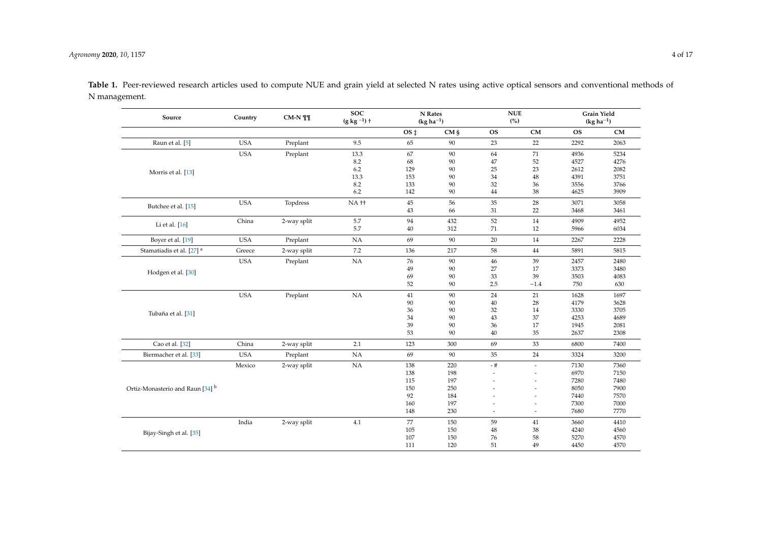**Table 1.** Peer-reviewed research articles used to compute NUE and grain yield at selected N rates using active optical sensors and conventional methods of N management.

| Source | Country | CM-N ¶¶ | SOC ($g\ kg^{-1}$) † | N Rates ($kg\ ha^{-1}$) | | NUE (%) | | Grain Yield ($kg\ ha^{-1}$) | |
|---|---|---|---|---|---|---|---|---|---|
| | | | | OS ‡ | CM § | OS | CM | OS | CM |
| Raun et al. [5] | USA | Preplant | 9.5 | 65 | 90 | 23 | 22 | 2292 | 2063 |
| Morris et al. [13] | USA | Preplant | 13.3 | 67 | 90 | 64 | 71 | 4936 | 5234 |
| | | | 8.2 | 68 | 90 | 47 | 52 | 4527 | 4276 |
| | | | 6.2 | 129 | 90 | 25 | 23 | 2612 | 2082 |
| | | | 13.3 | 153 | 90 | 34 | 48 | 4391 | 3751 |
| | | | 8.2 | 133 | 90 | 32 | 36 | 3556 | 3766 |
| | | | 6.2 | 142 | 90 | 44 | 38 | 4625 | 3909 |
| Butchee et al. [15] | USA | Topdress | NA †† | 45 | 56 | 35 | 28 | 3071 | 3058 |
| | | | | 43 | 66 | 31 | 22 | 3468 | 3461 |
| Li et al. [16] | China | 2-way split | 5.7 | 94 | 432 | 52 | 14 | 4909 | 4952 |
| | | | 5.7 | 40 | 312 | 71 | 12 | 5966 | 6034 |
| Boyer et al. [19] | USA | Preplant | NA | 69 | 90 | 20 | 14 | 2267 | 2228 |
| Stamatiadis et al. [27] [a] | Greece | 2-way split | 7.2 | 136 | 217 | 58 | 44 | 5891 | 5815 |
| Hodgen et al. [30] | USA | Preplant | NA | 76 | 90 | 46 | 39 | 2457 | 2480 |
| | | | | 49 | 90 | 27 | 17 | 3373 | 3480 |
| | | | | 69 | 90 | 33 | 39 | 3503 | 4083 |
| | | | | 52 | 90 | 2.5 | −1.4 | 750 | 630 |
| Tubaña et al. [31] | USA | Preplant | NA | 41 | 90 | 24 | 21 | 1628 | 1697 |
| | | | | 90 | 90 | 40 | 28 | 4179 | 3628 |
| | | | | 36 | 90 | 32 | 14 | 3330 | 3705 |
| | | | | 34 | 90 | 43 | 37 | 4253 | 4689 |
| | | | | 39 | 90 | 36 | 17 | 1945 | 2081 |
| | | | | 53 | 90 | 40 | 35 | 2637 | 2308 |
| Cao et al. [32] | China | 2-way split | 2.1 | 123 | 300 | 69 | 33 | 6800 | 7400 |
| Biermacher et al. [33] | USA | Preplant | NA | 69 | 90 | 35 | 24 | 3324 | 3200 |
| Ortiz-Monasterio and Raun [34] [b] | Mexico | 2-way split | NA | 138 | 220 | - # | - | 7130 | 7360 |
| | | | | 138 | 198 | - | - | 6970 | 7150 |
| | | | | 115 | 197 | - | - | 7280 | 7480 |
| | | | | 150 | 250 | - | - | 8050 | 7900 |
| | | | | 92 | 184 | - | - | 7440 | 7570 |
| | | | | 160 | 197 | - | - | 7300 | 7000 |
| | | | | 148 | 230 | - | - | 7680 | 7770 |
| Bijay-Singh et al. [35] | India | 2-way split | 4.1 | 77 | 150 | 59 | 41 | 3660 | 4410 |
| | | | | 105 | 150 | 48 | 38 | 4240 | 4560 |
| | | | | 107 | 150 | 76 | 58 | 5270 | 4570 |
| | | | | 111 | 120 | 51 | 49 | 4450 | 4570 |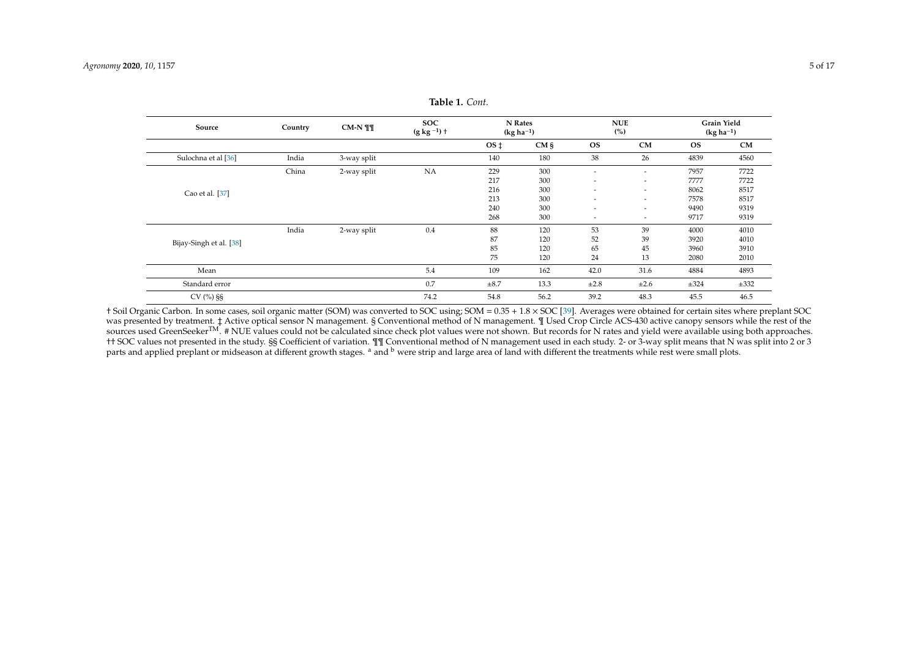**Table 1.** *Cont.*

| Source | Country | CM-N ¶¶ | SOC ($g\ kg^{-1}$) † | N Rates ($kg\ ha^{-1}$) | | NUE (%) | | Grain Yield ($kg\ ha^{-1}$) | |
|---|---|---|---|---|---|---|---|---|---|
| | | | | OS ‡ | CM § | OS | CM | OS | CM |
| Sulochna et al [36] | India | 3-way split | | 140 | 180 | 38 | 26 | 4839 | 4560 |
| Cao et al. [37] | China | 2-way split | NA | 229 | 300 | - | - | 7957 | 7722 |
| | | | | 217 | 300 | - | - | 7777 | 7722 |
| | | | | 216 | 300 | - | - | 8062 | 8517 |
| | | | | 213 | 300 | - | - | 7578 | 8517 |
| | | | | 240 | 300 | - | - | 9490 | 9319 |
| | | | | 268 | 300 | - | - | 9717 | 9319 |
| Bijay-Singh et al. [38] | India | 2-way split | 0.4 | 88 | 120 | 53 | 39 | 4000 | 4010 |
| | | | | 87 | 120 | 52 | 39 | 3920 | 4010 |
| | | | | 85 | 120 | 65 | 45 | 3960 | 3910 |
| | | | | 75 | 120 | 24 | 13 | 2080 | 2010 |
| Mean | | | 5.4 | 109 | 162 | 42.0 | 31.6 | 4884 | 4893 |
| Standard error | | | 0.7 | ±8.7 | 13.3 | ±2.8 | ±2.6 | ±324 | ±332 |
| CV (%) §§ | | | 74.2 | 54.8 | 56.2 | 39.2 | 48.3 | 45.5 | 46.5 |

† Soil Organic Carbon. In some cases, soil organic matter (SOM) was converted to SOC using; SOM = 0.35 + 1.8 × SOC [39]. Averages were obtained for certain sites where preplant SOC was presented by treatment. ‡ Active optical sensor N management. § Conventional method of N management. ¶ Used Crop Circle ACS-430 active canopy sensors while the rest of the sources used GreenSeeker™. # NUE values could not be calculated since check plot values were not shown. But records for N rates and yield were available using both approaches. †† SOC values not presented in the study. §§ Coefficient of variation. ¶¶ Conventional method of N management used in each study. 2- or 3-way split means that N was split into 2 or 3 parts and applied preplant or midseason at different growth stages. [a] and [b] were strip and large area of land with different the treatments while rest were small plots.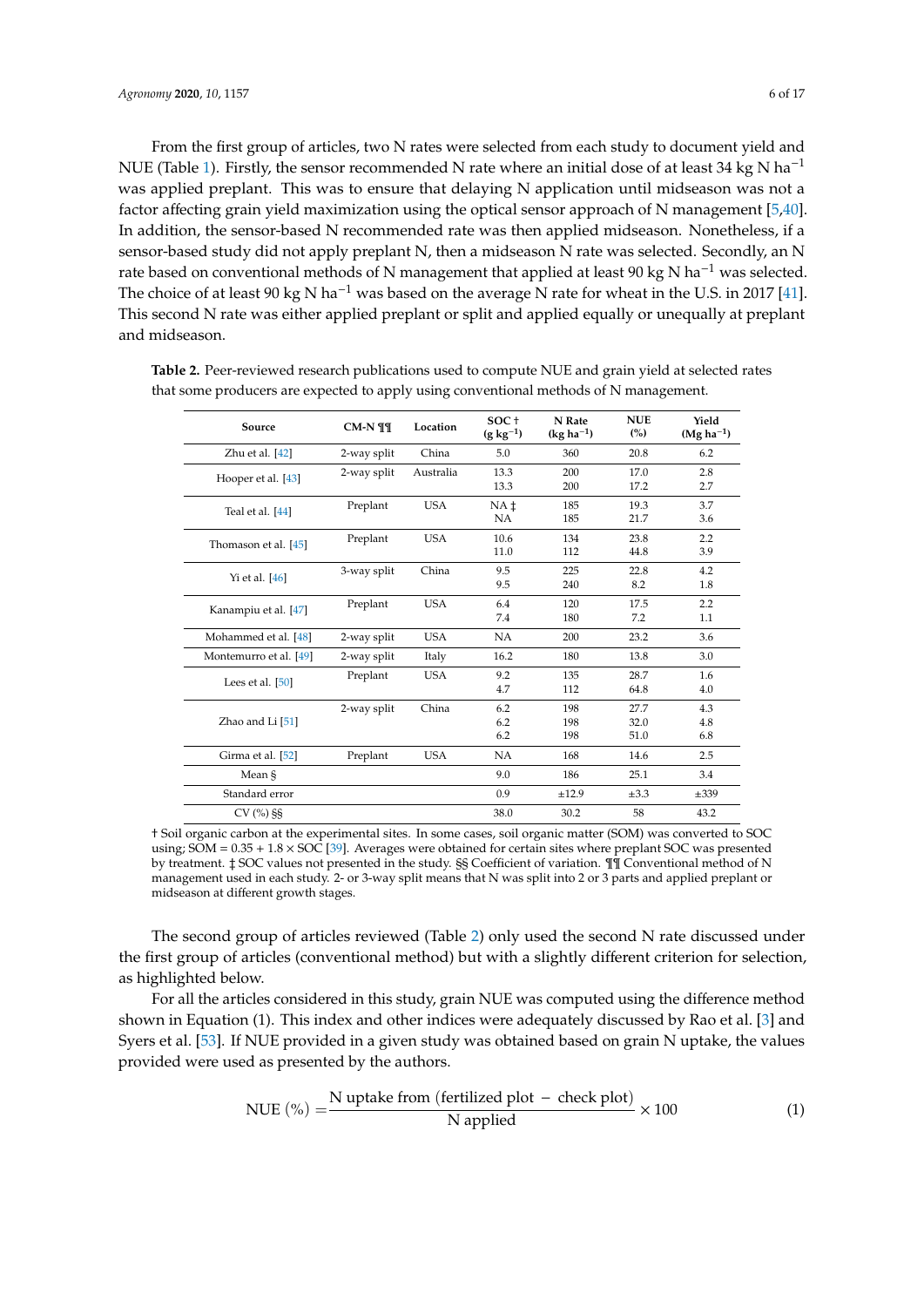From the first group of articles, two N rates were selected from each study to document yield and NUE (Table 1). Firstly, the sensor recommended N rate where an initial dose of at least 34 kg N ha$^{-1}$ was applied preplant. This was to ensure that delaying N application until midseason was not a factor affecting grain yield maximization using the optical sensor approach of N management [5,40]. In addition, the sensor-based N recommended rate was then applied midseason. Nonetheless, if a sensor-based study did not apply preplant N, then a midseason N rate was selected. Secondly, an N rate based on conventional methods of N management that applied at least 90 kg N ha$^{-1}$ was selected. The choice of at least 90 kg N ha$^{-1}$ was based on the average N rate for wheat in the U.S. in 2017 [41]. This second N rate was either applied preplant or split and applied equally or unequally at preplant and midseason.

**Table 2.** Peer-reviewed research publications used to compute NUE and grain yield at selected rates that some producers are expected to apply using conventional methods of N management.

| Source | CM-N ¶¶ | Location | SOC † (g kg$^{-1}$) | N Rate (kg ha$^{-1}$) | NUE (%) | Yield (Mg ha$^{-1}$) |
|---|---|---|---|---|---|---|
| Zhu et al. [42] | 2-way split | China | 5.0 | 360 | 20.8 | 6.2 |
| Hooper et al. [43] | 2-way split | Australia | 13.3 | 200 | 17.0 | 2.8 |
| | | | 13.3 | 200 | 17.2 | 2.7 |
| Teal et al. [44] | Preplant | USA | NA ‡ | 185 | 19.3 | 3.7 |
| | | | NA | 185 | 21.7 | 3.6 |
| Thomason et al. [45] | Preplant | USA | 10.6 | 134 | 23.8 | 2.2 |
| | | | 11.0 | 112 | 44.8 | 3.9 |
| Yi et al. [46] | 3-way split | China | 9.5 | 225 | 22.8 | 4.2 |
| | | | 9.5 | 240 | 8.2 | 1.8 |
| Kanampiu et al. [47] | Preplant | USA | 6.4 | 120 | 17.5 | 2.2 |
| | | | 7.4 | 180 | 7.2 | 1.1 |
| Mohammed et al. [48] | 2-way split | USA | NA | 200 | 23.2 | 3.6 |
| Montemurro et al. [49] | 2-way split | Italy | 16.2 | 180 | 13.8 | 3.0 |
| Lees et al. [50] | Preplant | USA | 9.2 | 135 | 28.7 | 1.6 |
| | | | 4.7 | 112 | 64.8 | 4.0 |
| Zhao and Li [51] | 2-way split | China | 6.2 | 198 | 27.7 | 4.3 |
| | | | 6.2 | 198 | 32.0 | 4.8 |
| | | | 6.2 | 198 | 51.0 | 6.8 |
| Girma et al. [52] | Preplant | USA | NA | 168 | 14.6 | 2.5 |
| Mean § | | | 9.0 | 186 | 25.1 | 3.4 |
| Standard error | | | 0.9 | ±12.9 | ±3.3 | ±339 |
| CV (%) §§ | | | 38.0 | 30.2 | 58 | 43.2 |

† Soil organic carbon at the experimental sites. In some cases, soil organic matter (SOM) was converted to SOC using; SOM = 0.35 + 1.8 × SOC [39]. Averages were obtained for certain sites where preplant SOC was presented by treatment. ‡ SOC values not presented in the study. §§ Coefficient of variation. ¶¶ Conventional method of N management used in each study. 2- or 3-way split means that N was split into 2 or 3 parts and applied preplant or midseason at different growth stages.

The second group of articles reviewed (Table 2) only used the second N rate discussed under the first group of articles (conventional method) but with a slightly different criterion for selection, as highlighted below.

For all the articles considered in this study, grain NUE was computed using the difference method shown in Equation (1). This index and other indices were adequately discussed by Rao et al. [3] and Syers et al. [53]. If NUE provided in a given study was obtained based on grain N uptake, the values provided were used as presented by the authors.

$$\text{NUE}\ (\%) = \frac{\text{N uptake from (fertilized plot} - \text{check plot)}}{\text{N applied}} \times 100 \tag{1}$$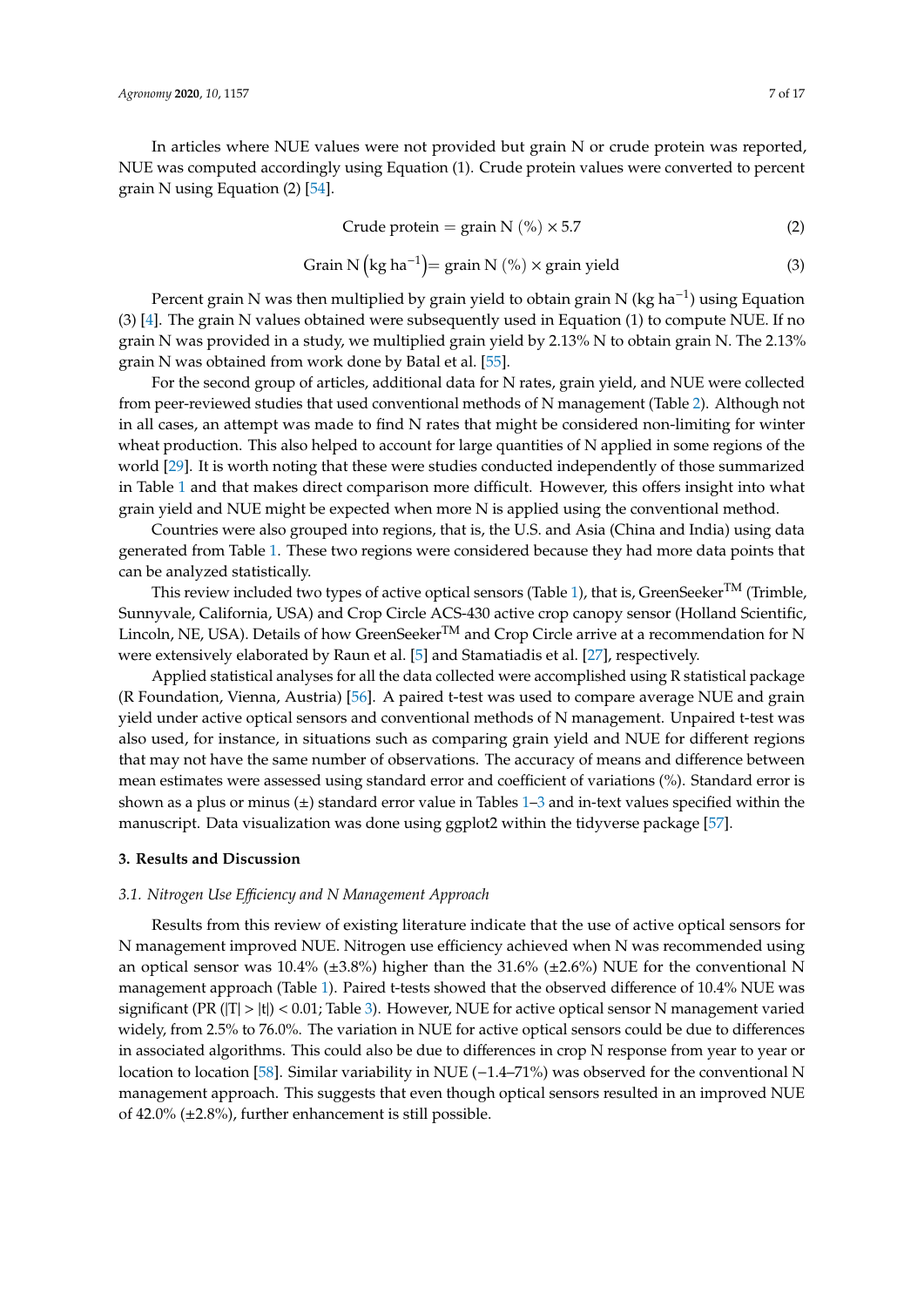In articles where NUE values were not provided but grain N or crude protein was reported, NUE was computed accordingly using Equation (1). Crude protein values were converted to percent grain N using Equation (2) [54].

$$\text{Crude protein} = \text{grain N } (\%) \times 5.7 \tag{2}$$

$$\text{Grain N } \left(\text{kg ha}^{-1}\right) = \text{grain N } (\%) \times \text{grain yield} \tag{3}$$

Percent grain N was then multiplied by grain yield to obtain grain N (kg ha$^{-1}$) using Equation (3) [4]. The grain N values obtained were subsequently used in Equation (1) to compute NUE. If no grain N was provided in a study, we multiplied grain yield by 2.13% N to obtain grain N. The 2.13% grain N was obtained from work done by Batal et al. [55].

For the second group of articles, additional data for N rates, grain yield, and NUE were collected from peer-reviewed studies that used conventional methods of N management (Table 2). Although not in all cases, an attempt was made to find N rates that might be considered non-limiting for winter wheat production. This also helped to account for large quantities of N applied in some regions of the world [29]. It is worth noting that these were studies conducted independently of those summarized in Table 1 and that makes direct comparison more difficult. However, this offers insight into what grain yield and NUE might be expected when more N is applied using the conventional method.

Countries were also grouped into regions, that is, the U.S. and Asia (China and India) using data generated from Table 1. These two regions were considered because they had more data points that can be analyzed statistically.

This review included two types of active optical sensors (Table 1), that is, GreenSeeker™ (Trimble, Sunnyvale, California, USA) and Crop Circle ACS-430 active crop canopy sensor (Holland Scientific, Lincoln, NE, USA). Details of how GreenSeeker™ and Crop Circle arrive at a recommendation for N were extensively elaborated by Raun et al. [5] and Stamatiadis et al. [27], respectively.

Applied statistical analyses for all the data collected were accomplished using R statistical package (R Foundation, Vienna, Austria) [56]. A paired t-test was used to compare average NUE and grain yield under active optical sensors and conventional methods of N management. Unpaired t-test was also used, for instance, in situations such as comparing grain yield and NUE for different regions that may not have the same number of observations. The accuracy of means and difference between mean estimates were assessed using standard error and coefficient of variations (%). Standard error is shown as a plus or minus (±) standard error value in Tables 1–3 and in-text values specified within the manuscript. Data visualization was done using ggplot2 within the tidyverse package [57].

## 3. Results and Discussion

### 3.1. Nitrogen Use Efficiency and N Management Approach

Results from this review of existing literature indicate that the use of active optical sensors for N management improved NUE. Nitrogen use efficiency achieved when N was recommended using an optical sensor was 10.4% (±3.8%) higher than the 31.6% (±2.6%) NUE for the conventional N management approach (Table 1). Paired t-tests showed that the observed difference of 10.4% NUE was significant (PR ($|T| > |t|$) < 0.01; Table 3). However, NUE for active optical sensor N management varied widely, from 2.5% to 76.0%. The variation in NUE for active optical sensors could be due to differences in associated algorithms. This could also be due to differences in crop N response from year to year or location to location [58]. Similar variability in NUE (−1.4–71%) was observed for the conventional N management approach. This suggests that even though optical sensors resulted in an improved NUE of 42.0% (±2.8%), further enhancement is still possible.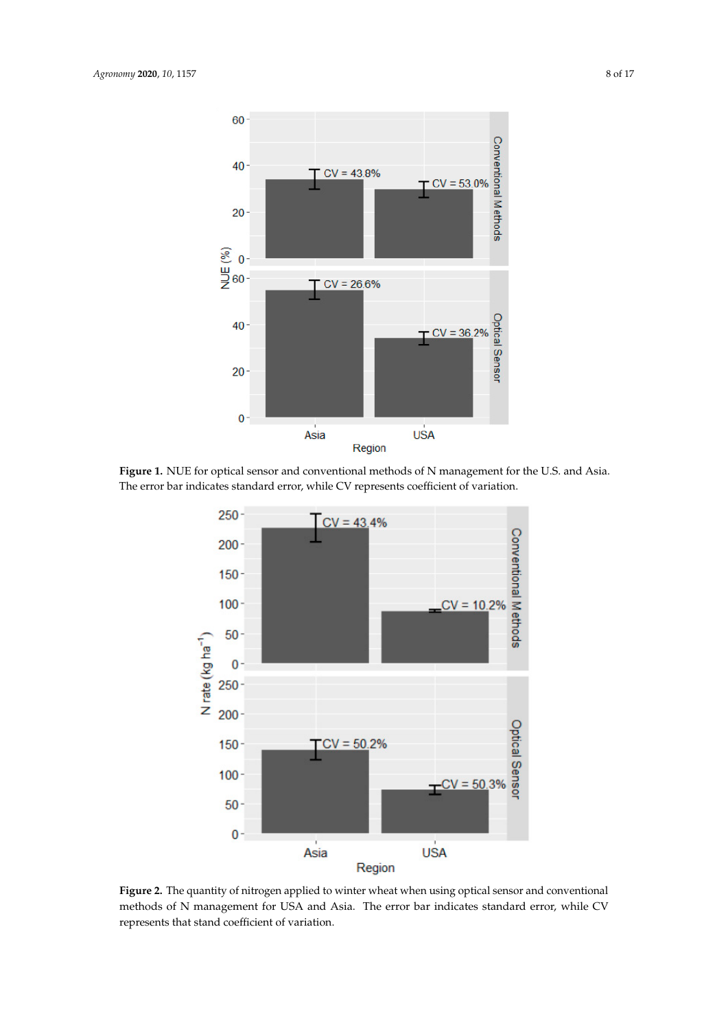Figure 1. NUE for optical sensor and conventional methods of N management for the U.S. and Asia. The error bar indicates standard error, while CV represents coefficient of variation.

Figure 2. The quantity of nitrogen applied to winter wheat when using optical sensor and conventional methods of N management for USA and Asia. The error bar indicates standard error, while CV represents that stand coefficient of variation.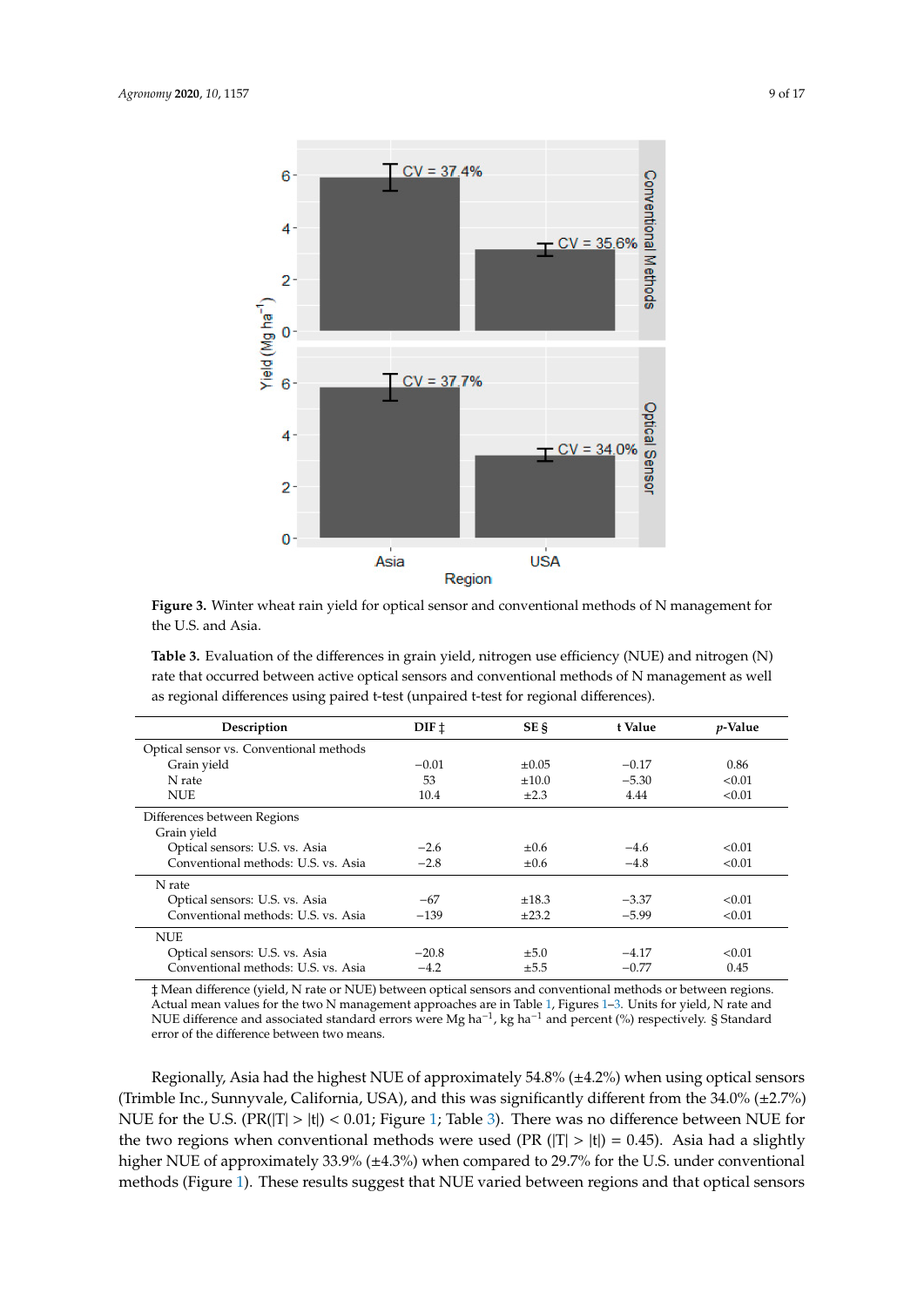**Figure 3.** Winter wheat rain yield for optical sensor and conventional methods of N management for the U.S. and Asia.

**Table 3.** Evaluation of the differences in grain yield, nitrogen use efficiency (NUE) and nitrogen (N) rate that occurred between active optical sensors and conventional methods of N management as well as regional differences using paired t-test (unpaired t-test for regional differences).

| Description | DIF ‡ | SE § | t Value | *p*-Value |
|---|---|---|---|---|
| Optical sensor vs. Conventional methods | | | | |
| Grain yield | −0.01 | ±0.05 | −0.17 | 0.86 |
| N rate | 53 | ±10.0 | −5.30 | <0.01 |
| NUE | 10.4 | ±2.3 | 4.44 | <0.01 |
| Differences between Regions | | | | |
| Grain yield | | | | |
| Optical sensors: U.S. vs. Asia | −2.6 | ±0.6 | −4.6 | <0.01 |
| Conventional methods: U.S. vs. Asia | −2.8 | ±0.6 | −4.8 | <0.01 |
| N rate | | | | |
| Optical sensors: U.S. vs. Asia | −67 | ±18.3 | −3.37 | <0.01 |
| Conventional methods: U.S. vs. Asia | −139 | ±23.2 | −5.99 | <0.01 |
| NUE | | | | |
| Optical sensors: U.S. vs. Asia | −20.8 | ±5.0 | −4.17 | <0.01 |
| Conventional methods: U.S. vs. Asia | −4.2 | ±5.5 | −0.77 | 0.45 |

‡ Mean difference (yield, N rate or NUE) between optical sensors and conventional methods or between regions. Actual mean values for the two N management approaches are in Table 1, Figures 1–3. Units for yield, N rate and NUE difference and associated standard errors were Mg ha$^{-1}$, kg ha$^{-1}$ and percent (%) respectively. § Standard error of the difference between two means.

Regionally, Asia had the highest NUE of approximately 54.8% (±4.2%) when using optical sensors (Trimble Inc., Sunnyvale, California, USA), and this was significantly different from the 34.0% (±2.7%) NUE for the U.S. (PR(|T| > |t|) < 0.01; Figure 1; Table 3). There was no difference between NUE for the two regions when conventional methods were used (PR (|T| > |t|) = 0.45). Asia had a slightly higher NUE of approximately 33.9% (±4.3%) when compared to 29.7% for the U.S. under conventional methods (Figure 1). These results suggest that NUE varied between regions and that optical sensors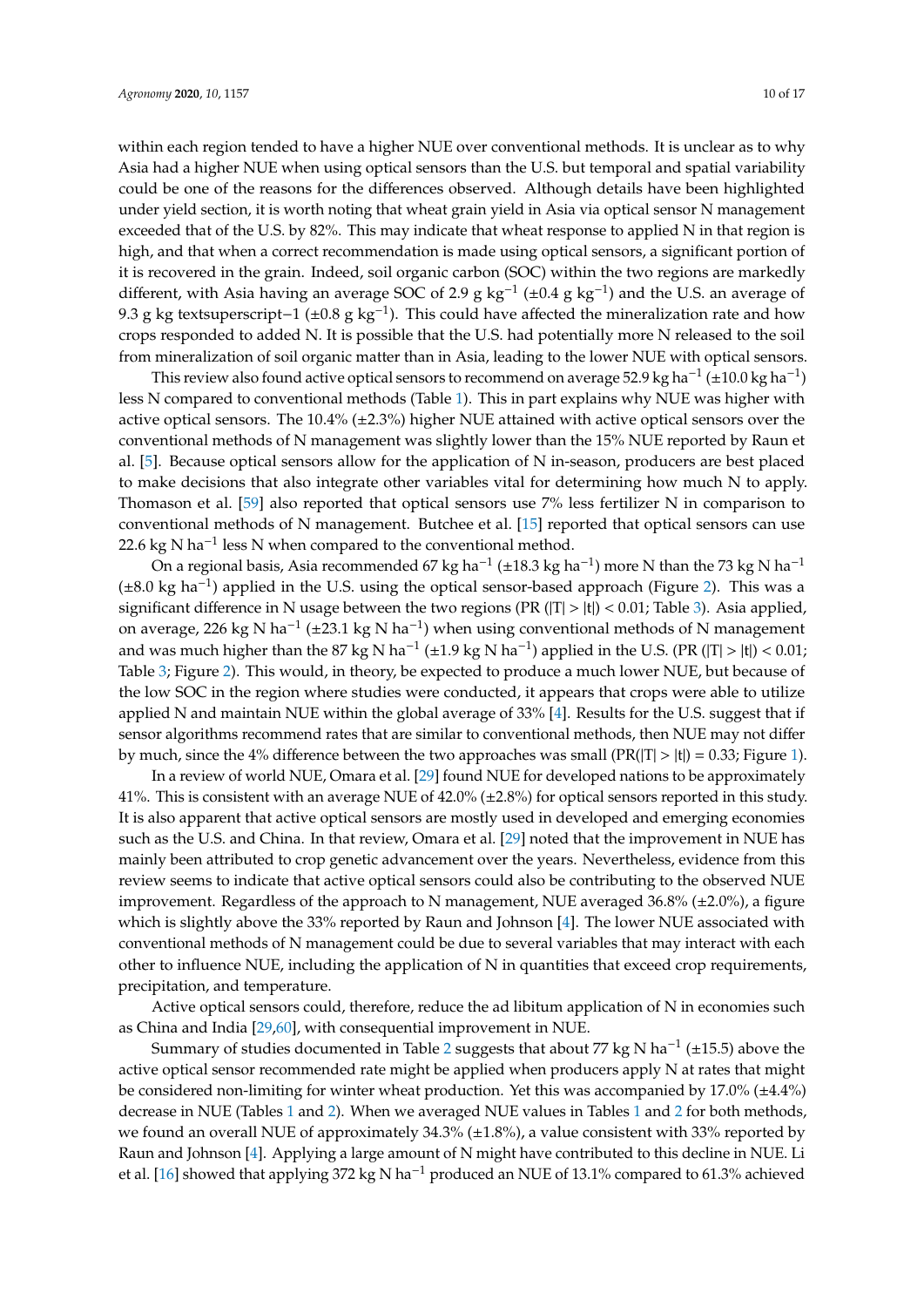within each region tended to have a higher NUE over conventional methods. It is unclear as to why Asia had a higher NUE when using optical sensors than the U.S. but temporal and spatial variability could be one of the reasons for the differences observed. Although details have been highlighted under yield section, it is worth noting that wheat grain yield in Asia via optical sensor N management exceeded that of the U.S. by 82%. This may indicate that wheat response to applied N in that region is high, and that when a correct recommendation is made using optical sensors, a significant portion of it is recovered in the grain. Indeed, soil organic carbon (SOC) within the two regions are markedly different, with Asia having an average SOC of 2.9 g $kg^{-1}$ (±0.4 g $kg^{-1}$) and the U.S. an average of 9.3 g kg textsuperscript−1 (±0.8 g $kg^{-1}$). This could have affected the mineralization rate and how crops responded to added N. It is possible that the U.S. had potentially more N released to the soil from mineralization of soil organic matter than in Asia, leading to the lower NUE with optical sensors.

This review also found active optical sensors to recommend on average 52.9 kg $ha^{-1}$ (±10.0 kg $ha^{-1}$) less N compared to conventional methods (Table 1). This in part explains why NUE was higher with active optical sensors. The 10.4% (±2.3%) higher NUE attained with active optical sensors over the conventional methods of N management was slightly lower than the 15% NUE reported by Raun et al. [5]. Because optical sensors allow for the application of N in-season, producers are best placed to make decisions that also integrate other variables vital for determining how much N to apply. Thomason et al. [59] also reported that optical sensors use 7% less fertilizer N in comparison to conventional methods of N management. Butchee et al. [15] reported that optical sensors can use 22.6 kg N $ha^{-1}$ less N when compared to the conventional method.

On a regional basis, Asia recommended 67 kg $ha^{-1}$ (±18.3 kg $ha^{-1}$) more N than the 73 kg N $ha^{-1}$ (±8.0 kg $ha^{-1}$) applied in the U.S. using the optical sensor-based approach (Figure 2). This was a significant difference in N usage between the two regions (PR ($|T| > |t|$) < 0.01; Table 3). Asia applied, on average, 226 kg N $ha^{-1}$ (±23.1 kg N $ha^{-1}$) when using conventional methods of N management and was much higher than the 87 kg N $ha^{-1}$ (±1.9 kg N $ha^{-1}$) applied in the U.S. (PR ($|T| > |t|$) < 0.01; Table 3; Figure 2). This would, in theory, be expected to produce a much lower NUE, but because of the low SOC in the region where studies were conducted, it appears that crops were able to utilize applied N and maintain NUE within the global average of 33% [4]. Results for the U.S. suggest that if sensor algorithms recommend rates that are similar to conventional methods, then NUE may not differ by much, since the 4% difference between the two approaches was small (PR($|T| > |t|$) = 0.33; Figure 1).

In a review of world NUE, Omara et al. [29] found NUE for developed nations to be approximately 41%. This is consistent with an average NUE of 42.0% (±2.8%) for optical sensors reported in this study. It is also apparent that active optical sensors are mostly used in developed and emerging economies such as the U.S. and China. In that review, Omara et al. [29] noted that the improvement in NUE has mainly been attributed to crop genetic advancement over the years. Nevertheless, evidence from this review seems to indicate that active optical sensors could also be contributing to the observed NUE improvement. Regardless of the approach to N management, NUE averaged 36.8% (±2.0%), a figure which is slightly above the 33% reported by Raun and Johnson [4]. The lower NUE associated with conventional methods of N management could be due to several variables that may interact with each other to influence NUE, including the application of N in quantities that exceed crop requirements, precipitation, and temperature.

Active optical sensors could, therefore, reduce the ad libitum application of N in economies such as China and India [29,60], with consequential improvement in NUE.

Summary of studies documented in Table 2 suggests that about 77 kg N $ha^{-1}$ (±15.5) above the active optical sensor recommended rate might be applied when producers apply N at rates that might be considered non-limiting for winter wheat production. Yet this was accompanied by 17.0% (±4.4%) decrease in NUE (Tables 1 and 2). When we averaged NUE values in Tables 1 and 2 for both methods, we found an overall NUE of approximately 34.3% (±1.8%), a value consistent with 33% reported by Raun and Johnson [4]. Applying a large amount of N might have contributed to this decline in NUE. Li et al. [16] showed that applying 372 kg N $ha^{-1}$ produced an NUE of 13.1% compared to 61.3% achieved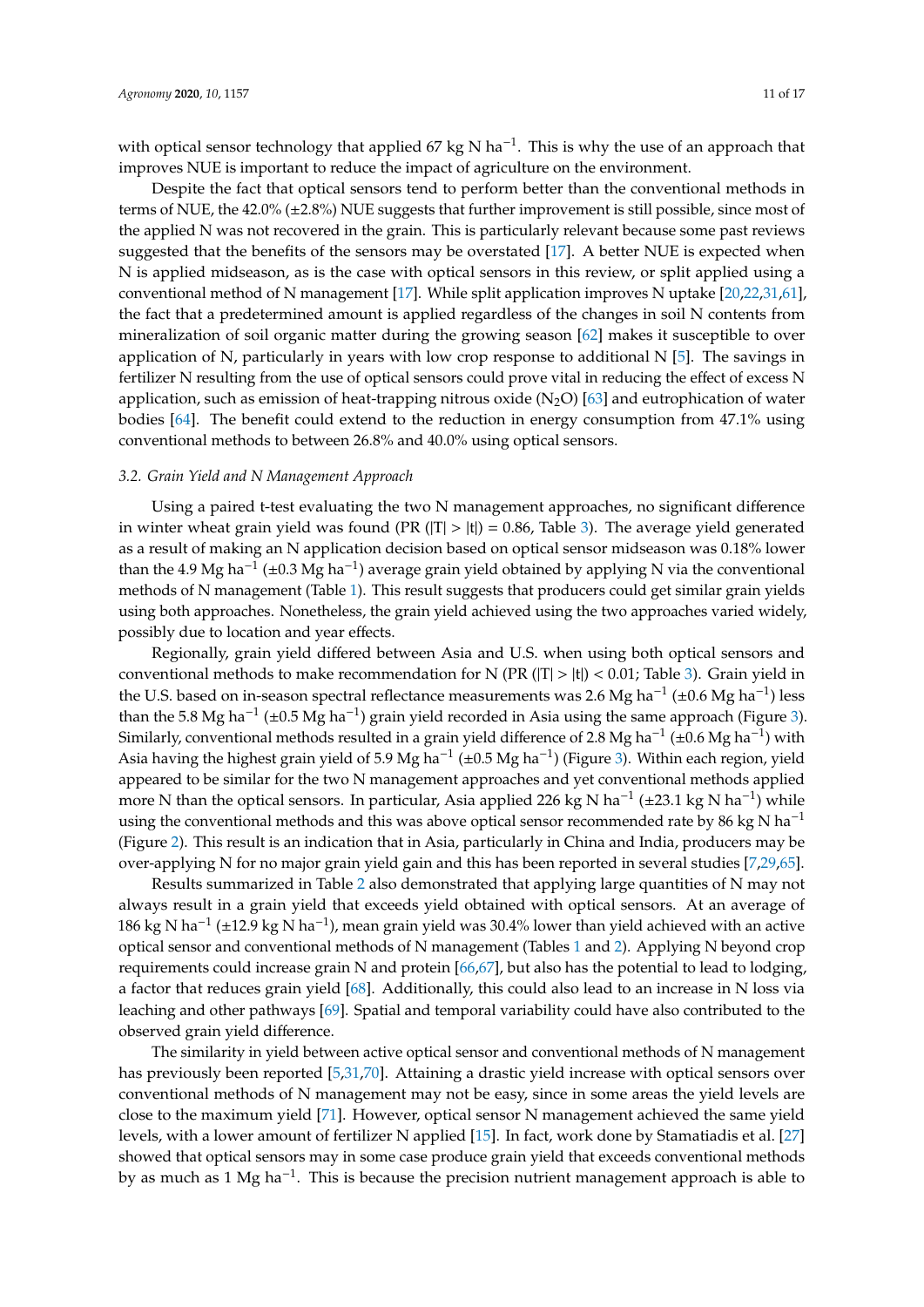with optical sensor technology that applied 67 kg N ha$^{-1}$. This is why the use of an approach that improves NUE is important to reduce the impact of agriculture on the environment.

Despite the fact that optical sensors tend to perform better than the conventional methods in terms of NUE, the 42.0% (±2.8%) NUE suggests that further improvement is still possible, since most of the applied N was not recovered in the grain. This is particularly relevant because some past reviews suggested that the benefits of the sensors may be overstated [17]. A better NUE is expected when N is applied midseason, as is the case with optical sensors in this review, or split applied using a conventional method of N management [17]. While split application improves N uptake [20,22,31,61], the fact that a predetermined amount is applied regardless of the changes in soil N contents from mineralization of soil organic matter during the growing season [62] makes it susceptible to over application of N, particularly in years with low crop response to additional N [5]. The savings in fertilizer N resulting from the use of optical sensors could prove vital in reducing the effect of excess N application, such as emission of heat-trapping nitrous oxide ($N_2O$) [63] and eutrophication of water bodies [64]. The benefit could extend to the reduction in energy consumption from 47.1% using conventional methods to between 26.8% and 40.0% using optical sensors.

### 3.2. Grain Yield and N Management Approach

Using a paired t-test evaluating the two N management approaches, no significant difference in winter wheat grain yield was found (PR (|T| > |t|) = 0.86, Table 3). The average yield generated as a result of making an N application decision based on optical sensor midseason was 0.18% lower than the 4.9 Mg ha$^{-1}$ (±0.3 Mg ha$^{-1}$) average grain yield obtained by applying N via the conventional methods of N management (Table 1). This result suggests that producers could get similar grain yields using both approaches. Nonetheless, the grain yield achieved using the two approaches varied widely, possibly due to location and year effects.

Regionally, grain yield differed between Asia and U.S. when using both optical sensors and conventional methods to make recommendation for N (PR (|T| > |t|) < 0.01; Table 3). Grain yield in the U.S. based on in-season spectral reflectance measurements was 2.6 Mg ha$^{-1}$ (±0.6 Mg ha$^{-1}$) less than the 5.8 Mg ha$^{-1}$ (±0.5 Mg ha$^{-1}$) grain yield recorded in Asia using the same approach (Figure 3). Similarly, conventional methods resulted in a grain yield difference of 2.8 Mg ha$^{-1}$ (±0.6 Mg ha$^{-1}$) with Asia having the highest grain yield of 5.9 Mg ha$^{-1}$ (±0.5 Mg ha$^{-1}$) (Figure 3). Within each region, yield appeared to be similar for the two N management approaches and yet conventional methods applied more N than the optical sensors. In particular, Asia applied 226 kg N ha$^{-1}$ (±23.1 kg N ha$^{-1}$) while using the conventional methods and this was above optical sensor recommended rate by 86 kg N ha$^{-1}$ (Figure 2). This result is an indication that in Asia, particularly in China and India, producers may be over-applying N for no major grain yield gain and this has been reported in several studies [7,29,65].

Results summarized in Table 2 also demonstrated that applying large quantities of N may not always result in a grain yield that exceeds yield obtained with optical sensors. At an average of 186 kg N ha$^{-1}$ (±12.9 kg N ha$^{-1}$), mean grain yield was 30.4% lower than yield achieved with an active optical sensor and conventional methods of N management (Tables 1 and 2). Applying N beyond crop requirements could increase grain N and protein [66,67], but also has the potential to lead to lodging, a factor that reduces grain yield [68]. Additionally, this could also lead to an increase in N loss via leaching and other pathways [69]. Spatial and temporal variability could have also contributed to the observed grain yield difference.

The similarity in yield between active optical sensor and conventional methods of N management has previously been reported [5,31,70]. Attaining a drastic yield increase with optical sensors over conventional methods of N management may not be easy, since in some areas the yield levels are close to the maximum yield [71]. However, optical sensor N management achieved the same yield levels, with a lower amount of fertilizer N applied [15]. In fact, work done by Stamatiadis et al. [27] showed that optical sensors may in some case produce grain yield that exceeds conventional methods by as much as 1 Mg ha$^{-1}$. This is because the precision nutrient management approach is able to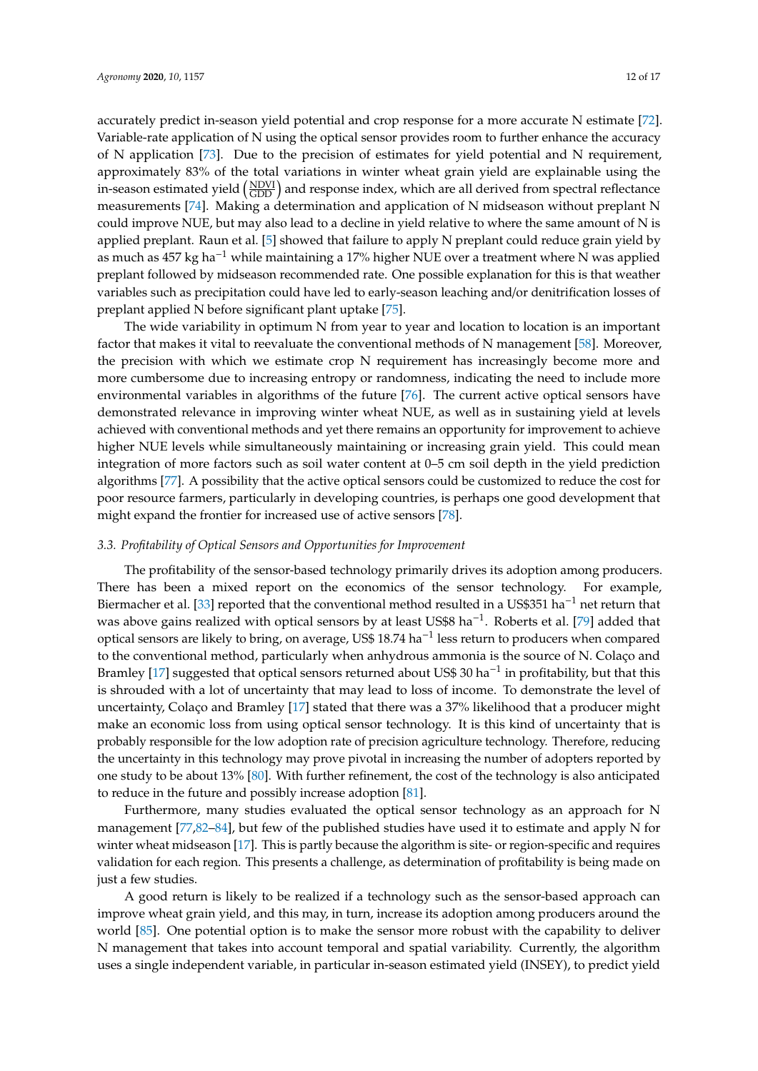accurately predict in-season yield potential and crop response for a more accurate N estimate [72]. Variable-rate application of N using the optical sensor provides room to further enhance the accuracy of N application [73]. Due to the precision of estimates for yield potential and N requirement, approximately 83% of the total variations in winter wheat grain yield are explainable using the in-season estimated yield $\left(\frac{NDVI}{GDD}\right)$ and response index, which are all derived from spectral reflectance measurements [74]. Making a determination and application of N midseason without preplant N could improve NUE, but may also lead to a decline in yield relative to where the same amount of N is applied preplant. Raun et al. [5] showed that failure to apply N preplant could reduce grain yield by as much as 457 kg ha$^{-1}$ while maintaining a 17% higher NUE over a treatment where N was applied preplant followed by midseason recommended rate. One possible explanation for this is that weather variables such as precipitation could have led to early-season leaching and/or denitrification losses of preplant applied N before significant plant uptake [75].

The wide variability in optimum N from year to year and location to location is an important factor that makes it vital to reevaluate the conventional methods of N management [58]. Moreover, the precision with which we estimate crop N requirement has increasingly become more and more cumbersome due to increasing entropy or randomness, indicating the need to include more environmental variables in algorithms of the future [76]. The current active optical sensors have demonstrated relevance in improving winter wheat NUE, as well as in sustaining yield at levels achieved with conventional methods and yet there remains an opportunity for improvement to achieve higher NUE levels while simultaneously maintaining or increasing grain yield. This could mean integration of more factors such as soil water content at 0–5 cm soil depth in the yield prediction algorithms [77]. A possibility that the active optical sensors could be customized to reduce the cost for poor resource farmers, particularly in developing countries, is perhaps one good development that might expand the frontier for increased use of active sensors [78].

### *3.3. Profitability of Optical Sensors and Opportunities for Improvement*

The profitability of the sensor-based technology primarily drives its adoption among producers. There has been a mixed report on the economics of the sensor technology. For example, Biermacher et al. [33] reported that the conventional method resulted in a US$351 ha$^{-1}$ net return that was above gains realized with optical sensors by at least US$8 ha$^{-1}$. Roberts et al. [79] added that optical sensors are likely to bring, on average, US$ 18.74 ha$^{-1}$ less return to producers when compared to the conventional method, particularly when anhydrous ammonia is the source of N. Colaço and Bramley [17] suggested that optical sensors returned about US$ 30 ha$^{-1}$ in profitability, but that this is shrouded with a lot of uncertainty that may lead to loss of income. To demonstrate the level of uncertainty, Colaço and Bramley [17] stated that there was a 37% likelihood that a producer might make an economic loss from using optical sensor technology. It is this kind of uncertainty that is probably responsible for the low adoption rate of precision agriculture technology. Therefore, reducing the uncertainty in this technology may prove pivotal in increasing the number of adopters reported by one study to be about 13% [80]. With further refinement, the cost of the technology is also anticipated to reduce in the future and possibly increase adoption [81].

Furthermore, many studies evaluated the optical sensor technology as an approach for N management [77,82–84], but few of the published studies have used it to estimate and apply N for winter wheat midseason [17]. This is partly because the algorithm is site- or region-specific and requires validation for each region. This presents a challenge, as determination of profitability is being made on just a few studies.

A good return is likely to be realized if a technology such as the sensor-based approach can improve wheat grain yield, and this may, in turn, increase its adoption among producers around the world [85]. One potential option is to make the sensor more robust with the capability to deliver N management that takes into account temporal and spatial variability. Currently, the algorithm uses a single independent variable, in particular in-season estimated yield (INSEY), to predict yield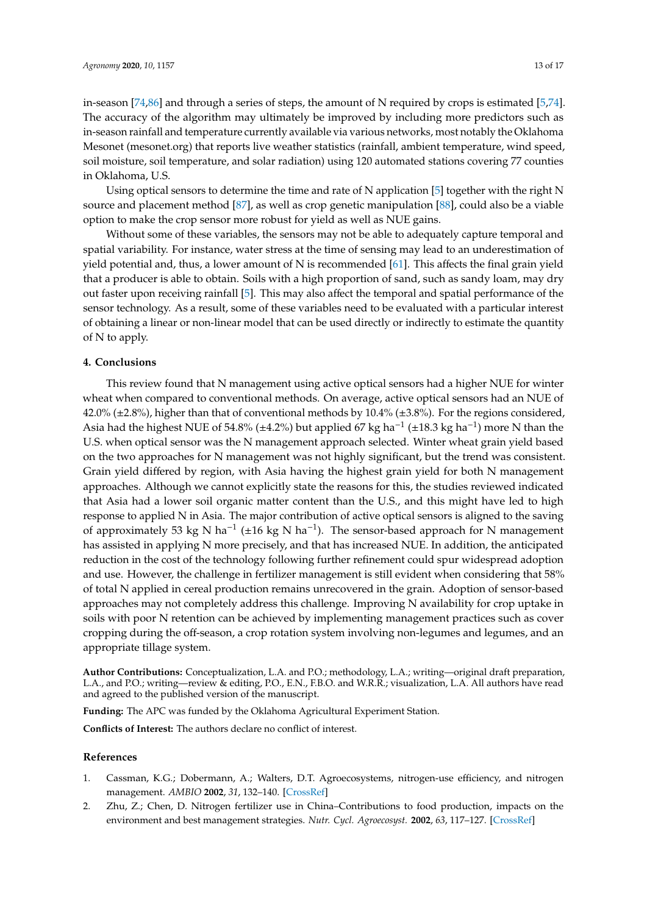in-season [74,86] and through a series of steps, the amount of N required by crops is estimated [5,74]. The accuracy of the algorithm may ultimately be improved by including more predictors such as in-season rainfall and temperature currently available via various networks, most notably the Oklahoma Mesonet (mesonet.org) that reports live weather statistics (rainfall, ambient temperature, wind speed, soil moisture, soil temperature, and solar radiation) using 120 automated stations covering 77 counties in Oklahoma, U.S.

Using optical sensors to determine the time and rate of N application [5] together with the right N source and placement method [87], as well as crop genetic manipulation [88], could also be a viable option to make the crop sensor more robust for yield as well as NUE gains.

Without some of these variables, the sensors may not be able to adequately capture temporal and spatial variability. For instance, water stress at the time of sensing may lead to an underestimation of yield potential and, thus, a lower amount of N is recommended [61]. This affects the final grain yield that a producer is able to obtain. Soils with a high proportion of sand, such as sandy loam, may dry out faster upon receiving rainfall [5]. This may also affect the temporal and spatial performance of the sensor technology. As a result, some of these variables need to be evaluated with a particular interest of obtaining a linear or non-linear model that can be used directly or indirectly to estimate the quantity of N to apply.

## 4. Conclusions

This review found that N management using active optical sensors had a higher NUE for winter wheat when compared to conventional methods. On average, active optical sensors had an NUE of 42.0% (±2.8%), higher than that of conventional methods by 10.4% (±3.8%). For the regions considered, Asia had the highest NUE of 54.8% (±4.2%) but applied 67 kg $ha^{-1}$ (±18.3 kg $ha^{-1}$) more N than the U.S. when optical sensor was the N management approach selected. Winter wheat grain yield based on the two approaches for N management was not highly significant, but the trend was consistent. Grain yield differed by region, with Asia having the highest grain yield for both N management approaches. Although we cannot explicitly state the reasons for this, the studies reviewed indicated that Asia had a lower soil organic matter content than the U.S., and this might have led to high response to applied N in Asia. The major contribution of active optical sensors is aligned to the saving of approximately 53 kg N $ha^{-1}$ (±16 kg N $ha^{-1}$). The sensor-based approach for N management has assisted in applying N more precisely, and that has increased NUE. In addition, the anticipated reduction in the cost of the technology following further refinement could spur widespread adoption and use. However, the challenge in fertilizer management is still evident when considering that 58% of total N applied in cereal production remains unrecovered in the grain. Adoption of sensor-based approaches may not completely address this challenge. Improving N availability for crop uptake in soils with poor N retention can be achieved by implementing management practices such as cover cropping during the off-season, a crop rotation system involving non-legumes and legumes, and an appropriate tillage system.

**Author Contributions:** Conceptualization, L.A. and P.O.; methodology, L.A.; writing—original draft preparation, L.A., and P.O.; writing—review & editing, P.O., E.N., F.B.O. and W.R.R.; visualization, L.A. All authors have read and agreed to the published version of the manuscript.

**Funding:** The APC was funded by the Oklahoma Agricultural Experiment Station.

**Conflicts of Interest:** The authors declare no conflict of interest.

## References

1. Cassman, K.G.; Dobermann, A.; Walters, D.T. Agroecosystems, nitrogen-use efficiency, and nitrogen management. *AMBIO* **2002**, *31*, 132–140. [CrossRef]
2. Zhu, Z.; Chen, D. Nitrogen fertilizer use in China–Contributions to food production, impacts on the environment and best management strategies. *Nutr. Cycl. Agroecosyst.* **2002**, *63*, 117–127. [CrossRef]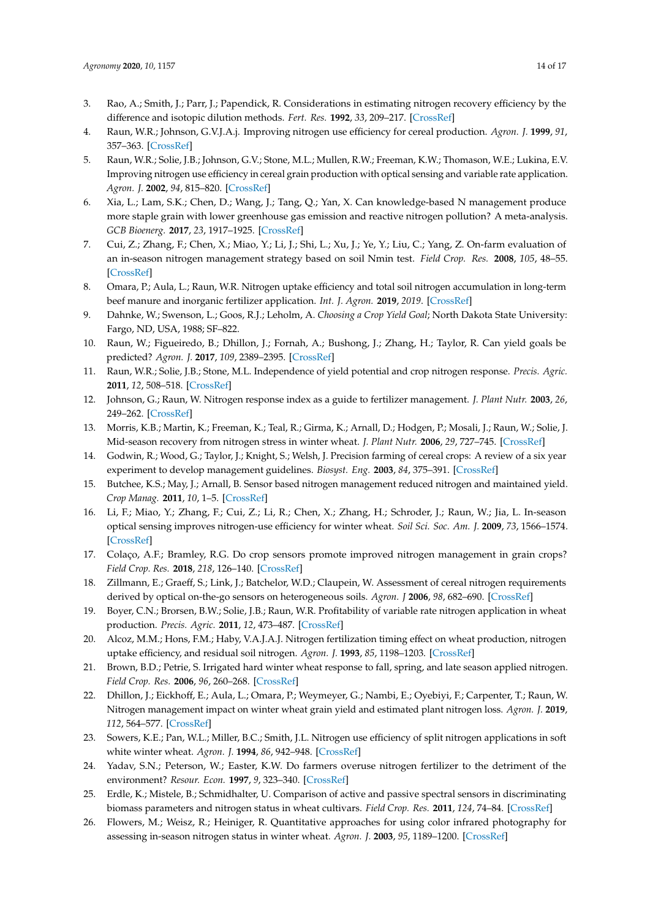3. Rao, A.; Smith, J.; Parr, J.; Papendick, R. Considerations in estimating nitrogen recovery efficiency by the difference and isotopic dilution methods. *Fert. Res.* **1992**, *33*, 209–217. [CrossRef]
4. Raun, W.R.; Johnson, G.V.J.A.j. Improving nitrogen use efficiency for cereal production. *Agron. J.* **1999**, *91*, 357–363. [CrossRef]
5. Raun, W.R.; Solie, J.B.; Johnson, G.V.; Stone, M.L.; Mullen, R.W.; Freeman, K.W.; Thomason, W.E.; Lukina, E.V. Improving nitrogen use efficiency in cereal grain production with optical sensing and variable rate application. *Agron. J.* **2002**, *94*, 815–820. [CrossRef]
6. Xia, L.; Lam, S.K.; Chen, D.; Wang, J.; Tang, Q.; Yan, X. Can knowledge-based N management produce more staple grain with lower greenhouse gas emission and reactive nitrogen pollution? A meta-analysis. *GCB Bioenerg.* **2017**, *23*, 1917–1925. [CrossRef]
7. Cui, Z.; Zhang, F.; Chen, X.; Miao, Y.; Li, J.; Shi, L.; Xu, J.; Ye, Y.; Liu, C.; Yang, Z. On-farm evaluation of an in-season nitrogen management strategy based on soil Nmin test. *Field Crop. Res.* **2008**, *105*, 48–55. [CrossRef]
8. Omara, P.; Aula, L.; Raun, W.R. Nitrogen uptake efficiency and total soil nitrogen accumulation in long-term beef manure and inorganic fertilizer application. *Int. J. Agron.* **2019**, *2019*. [CrossRef]
9. Dahnke, W.; Swenson, L.; Goos, R.J.; Leholm, A. *Choosing a Crop Yield Goal*; North Dakota State University: Fargo, ND, USA, 1988; SF–822.
10. Raun, W.; Figueiredo, B.; Dhillon, J.; Fornah, A.; Bushong, J.; Zhang, H.; Taylor, R. Can yield goals be predicted? *Agron. J.* **2017**, *109*, 2389–2395. [CrossRef]
11. Raun, W.R.; Solie, J.B.; Stone, M.L. Independence of yield potential and crop nitrogen response. *Precis. Agric.* **2011**, *12*, 508–518. [CrossRef]
12. Johnson, G.; Raun, W. Nitrogen response index as a guide to fertilizer management. *J. Plant Nutr.* **2003**, *26*, 249–262. [CrossRef]
13. Morris, K.B.; Martin, K.; Freeman, K.; Teal, R.; Girma, K.; Arnall, D.; Hodgen, P.; Mosali, J.; Raun, W.; Solie, J. Mid-season recovery from nitrogen stress in winter wheat. *J. Plant Nutr.* **2006**, *29*, 727–745. [CrossRef]
14. Godwin, R.; Wood, G.; Taylor, J.; Knight, S.; Welsh, J. Precision farming of cereal crops: A review of a six year experiment to develop management guidelines. *Biosyst. Eng.* **2003**, *84*, 375–391. [CrossRef]
15. Butchee, K.S.; May, J.; Arnall, B. Sensor based nitrogen management reduced nitrogen and maintained yield. *Crop Manag.* **2011**, *10*, 1–5. [CrossRef]
16. Li, F.; Miao, Y.; Zhang, F.; Cui, Z.; Li, R.; Chen, X.; Zhang, H.; Schroder, J.; Raun, W.; Jia, L. In-season optical sensing improves nitrogen-use efficiency for winter wheat. *Soil Sci. Soc. Am. J.* **2009**, *73*, 1566–1574. [CrossRef]
17. Colaço, A.F.; Bramley, R.G. Do crop sensors promote improved nitrogen management in grain crops? *Field Crop. Res.* **2018**, *218*, 126–140. [CrossRef]
18. Zillmann, E.; Graeff, S.; Link, J.; Batchelor, W.D.; Claupein, W. Assessment of cereal nitrogen requirements derived by optical on-the-go sensors on heterogeneous soils. *Agron. J* **2006**, *98*, 682–690. [CrossRef]
19. Boyer, C.N.; Brorsen, B.W.; Solie, J.B.; Raun, W.R. Profitability of variable rate nitrogen application in wheat production. *Precis. Agric.* **2011**, *12*, 473–487. [CrossRef]
20. Alcoz, M.M.; Hons, F.M.; Haby, V.A.J.A.J. Nitrogen fertilization timing effect on wheat production, nitrogen uptake efficiency, and residual soil nitrogen. *Agron. J.* **1993**, *85*, 1198–1203. [CrossRef]
21. Brown, B.D.; Petrie, S. Irrigated hard winter wheat response to fall, spring, and late season applied nitrogen. *Field Crop. Res.* **2006**, *96*, 260–268. [CrossRef]
22. Dhillon, J.; Eickhoff, E.; Aula, L.; Omara, P.; Weymeyer, G.; Nambi, E.; Oyebiyi, F.; Carpenter, T.; Raun, W. Nitrogen management impact on winter wheat grain yield and estimated plant nitrogen loss. *Agron. J.* **2019**, *112*, 564–577. [CrossRef]
23. Sowers, K.E.; Pan, W.L.; Miller, B.C.; Smith, J.L. Nitrogen use efficiency of split nitrogen applications in soft white winter wheat. *Agron. J.* **1994**, *86*, 942–948. [CrossRef]
24. Yadav, S.N.; Peterson, W.; Easter, K.W. Do farmers overuse nitrogen fertilizer to the detriment of the environment? *Resour. Econ.* **1997**, *9*, 323–340. [CrossRef]
25. Erdle, K.; Mistele, B.; Schmidhalter, U. Comparison of active and passive spectral sensors in discriminating biomass parameters and nitrogen status in wheat cultivars. *Field Crop. Res.* **2011**, *124*, 74–84. [CrossRef]
26. Flowers, M.; Weisz, R.; Heiniger, R. Quantitative approaches for using color infrared photography for assessing in-season nitrogen status in winter wheat. *Agron. J.* **2003**, *95*, 1189–1200. [CrossRef]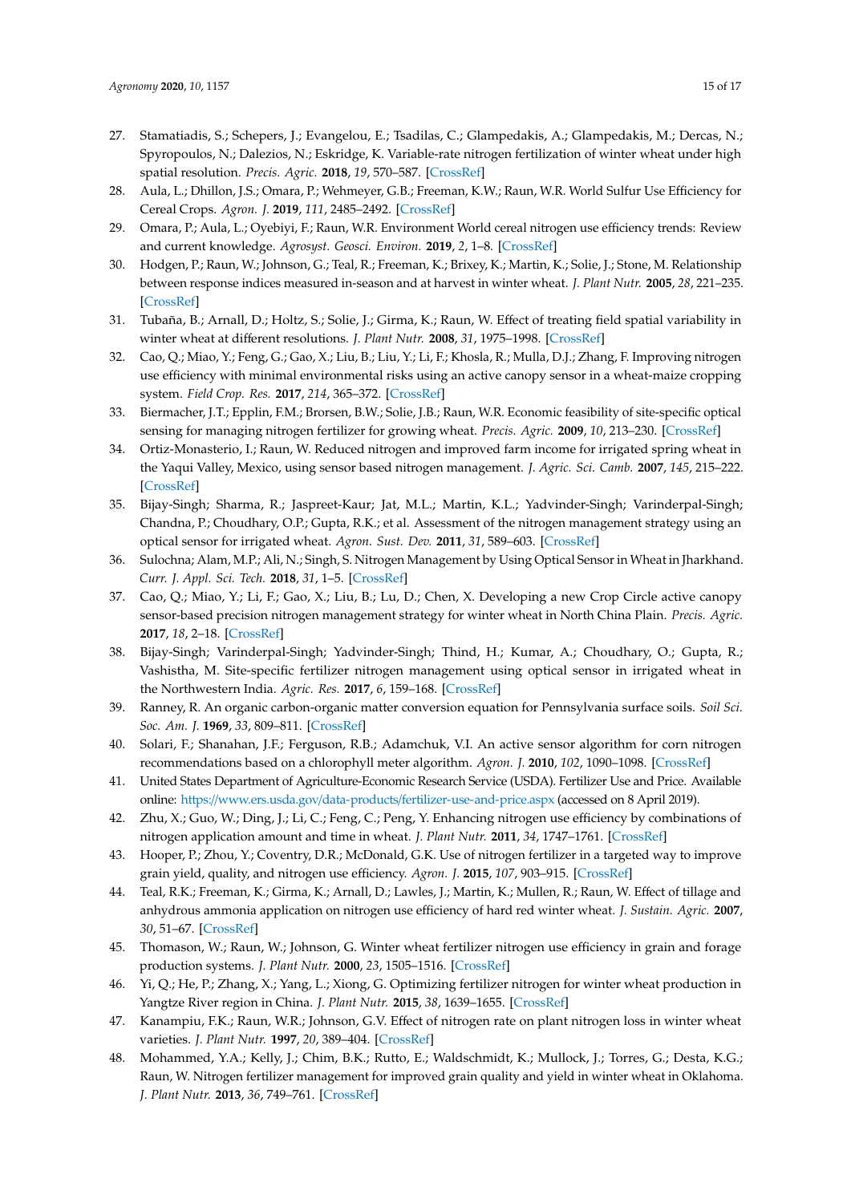27. Stamatiadis, S.; Schepers, J.; Evangelou, E.; Tsadilas, C.; Glampedakis, A.; Glampedakis, M.; Dercas, N.; Spyropoulos, N.; Dalezios, N.; Eskridge, K. Variable-rate nitrogen fertilization of winter wheat under high spatial resolution. *Precis. Agric.* **2018**, *19*, 570–587. [CrossRef]
28. Aula, L.; Dhillon, J.S.; Omara, P.; Wehmeyer, G.B.; Freeman, K.W.; Raun, W.R. World Sulfur Use Efficiency for Cereal Crops. *Agron. J.* **2019**, *111*, 2485–2492. [CrossRef]
29. Omara, P.; Aula, L.; Oyebiyi, F.; Raun, W.R. Environment World cereal nitrogen use efficiency trends: Review and current knowledge. *Agrosyst. Geosci. Environ.* **2019**, *2*, 1–8. [CrossRef]
30. Hodgen, P.; Raun, W.; Johnson, G.; Teal, R.; Freeman, K.; Brixey, K.; Martin, K.; Solie, J.; Stone, M. Relationship between response indices measured in-season and at harvest in winter wheat. *J. Plant Nutr.* **2005**, *28*, 221–235. [CrossRef]
31. Tubaña, B.; Arnall, D.; Holtz, S.; Solie, J.; Girma, K.; Raun, W. Effect of treating field spatial variability in winter wheat at different resolutions. *J. Plant Nutr.* **2008**, *31*, 1975–1998. [CrossRef]
32. Cao, Q.; Miao, Y.; Feng, G.; Gao, X.; Liu, B.; Liu, Y.; Li, F.; Khosla, R.; Mulla, D.J.; Zhang, F. Improving nitrogen use efficiency with minimal environmental risks using an active canopy sensor in a wheat-maize cropping system. *Field Crop. Res.* **2017**, *214*, 365–372. [CrossRef]
33. Biermacher, J.T.; Epplin, F.M.; Brorsen, B.W.; Solie, J.B.; Raun, W.R. Economic feasibility of site-specific optical sensing for managing nitrogen fertilizer for growing wheat. *Precis. Agric.* **2009**, *10*, 213–230. [CrossRef]
34. Ortiz-Monasterio, I.; Raun, W. Reduced nitrogen and improved farm income for irrigated spring wheat in the Yaqui Valley, Mexico, using sensor based nitrogen management. *J. Agric. Sci. Camb.* **2007**, *145*, 215–222. [CrossRef]
35. Bijay-Singh; Sharma, R.; Jaspreet-Kaur; Jat, M.L.; Martin, K.L.; Yadvinder-Singh; Varinderpal-Singh; Chandna, P.; Choudhary, O.P.; Gupta, R.K.; et al. Assessment of the nitrogen management strategy using an optical sensor for irrigated wheat. *Agron. Sust. Dev.* **2011**, *31*, 589–603. [CrossRef]
36. Sulochna; Alam, M.P.; Ali, N.; Singh, S. Nitrogen Management by Using Optical Sensor in Wheat in Jharkhand. *Curr. J. Appl. Sci. Tech.* **2018**, *31*, 1–5. [CrossRef]
37. Cao, Q.; Miao, Y.; Li, F.; Gao, X.; Liu, B.; Lu, D.; Chen, X. Developing a new Crop Circle active canopy sensor-based precision nitrogen management strategy for winter wheat in North China Plain. *Precis. Agric.* **2017**, *18*, 2–18. [CrossRef]
38. Bijay-Singh; Varinderpal-Singh; Yadvinder-Singh; Thind, H.; Kumar, A.; Choudhary, O.; Gupta, R.; Vashistha, M. Site-specific fertilizer nitrogen management using optical sensor in irrigated wheat in the Northwestern India. *Agric. Res.* **2017**, *6*, 159–168. [CrossRef]
39. Ranney, R. An organic carbon-organic matter conversion equation for Pennsylvania surface soils. *Soil Sci. Soc. Am. J.* **1969**, *33*, 809–811. [CrossRef]
40. Solari, F.; Shanahan, J.F.; Ferguson, R.B.; Adamchuk, V.I. An active sensor algorithm for corn nitrogen recommendations based on a chlorophyll meter algorithm. *Agron. J.* **2010**, *102*, 1090–1098. [CrossRef]
41. United States Department of Agriculture-Economic Research Service (USDA). Fertilizer Use and Price. Available online: https://www.ers.usda.gov/data-products/fertilizer-use-and-price.aspx (accessed on 8 April 2019).
42. Zhu, X.; Guo, W.; Ding, J.; Li, C.; Feng, C.; Peng, Y. Enhancing nitrogen use efficiency by combinations of nitrogen application amount and time in wheat. *J. Plant Nutr.* **2011**, *34*, 1747–1761. [CrossRef]
43. Hooper, P.; Zhou, Y.; Coventry, D.R.; McDonald, G.K. Use of nitrogen fertilizer in a targeted way to improve grain yield, quality, and nitrogen use efficiency. *Agron. J.* **2015**, *107*, 903–915. [CrossRef]
44. Teal, R.K.; Freeman, K.; Girma, K.; Arnall, D.; Lawles, J.; Martin, K.; Mullen, R.; Raun, W. Effect of tillage and anhydrous ammonia application on nitrogen use efficiency of hard red winter wheat. *J. Sustain. Agric.* **2007**, *30*, 51–67. [CrossRef]
45. Thomason, W.; Raun, W.; Johnson, G. Winter wheat fertilizer nitrogen use efficiency in grain and forage production systems. *J. Plant Nutr.* **2000**, *23*, 1505–1516. [CrossRef]
46. Yi, Q.; He, P.; Zhang, X.; Yang, L.; Xiong, G. Optimizing fertilizer nitrogen for winter wheat production in Yangtze River region in China. *J. Plant Nutr.* **2015**, *38*, 1639–1655. [CrossRef]
47. Kanampiu, F.K.; Raun, W.R.; Johnson, G.V. Effect of nitrogen rate on plant nitrogen loss in winter wheat varieties. *J. Plant Nutr.* **1997**, *20*, 389–404. [CrossRef]
48. Mohammed, Y.A.; Kelly, J.; Chim, B.K.; Rutto, E.; Waldschmidt, K.; Mullock, J.; Torres, G.; Desta, K.G.; Raun, W. Nitrogen fertilizer management for improved grain quality and yield in winter wheat in Oklahoma. *J. Plant Nutr.* **2013**, *36*, 749–761. [CrossRef]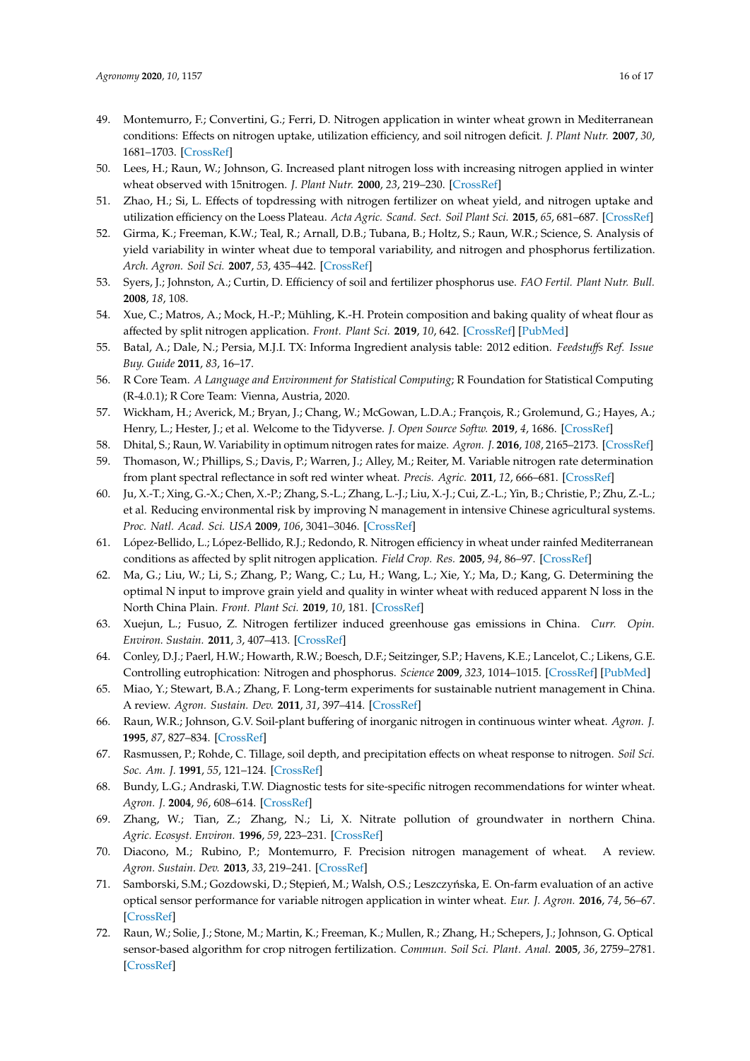49. Montemurro, F.; Convertini, G.; Ferri, D. Nitrogen application in winter wheat grown in Mediterranean conditions: Effects on nitrogen uptake, utilization efficiency, and soil nitrogen deficit. *J. Plant Nutr.* **2007**, *30*, 1681–1703. [CrossRef]
50. Lees, H.; Raun, W.; Johnson, G. Increased plant nitrogen loss with increasing nitrogen applied in winter wheat observed with 15nitrogen. *J. Plant Nutr.* **2000**, *23*, 219–230. [CrossRef]
51. Zhao, H.; Si, L. Effects of topdressing with nitrogen fertilizer on wheat yield, and nitrogen uptake and utilization efficiency on the Loess Plateau. *Acta Agric. Scand. Sect. Soil Plant Sci.* **2015**, *65*, 681–687. [CrossRef]
52. Girma, K.; Freeman, K.W.; Teal, R.; Arnall, D.B.; Tubana, B.; Holtz, S.; Raun, W.R.; Science, S. Analysis of yield variability in winter wheat due to temporal variability, and nitrogen and phosphorus fertilization. *Arch. Agron. Soil Sci.* **2007**, *53*, 435–442. [CrossRef]
53. Syers, J.; Johnston, A.; Curtin, D. Efficiency of soil and fertilizer phosphorus use. *FAO Fertil. Plant Nutr. Bull.* **2008**, *18*, 108.
54. Xue, C.; Matros, A.; Mock, H.-P.; Mühling, K.-H. Protein composition and baking quality of wheat flour as affected by split nitrogen application. *Front. Plant Sci.* **2019**, *10*, 642. [CrossRef] [PubMed]
55. Batal, A.; Dale, N.; Persia, M.J.I. TX: Informa Ingredient analysis table: 2012 edition. *Feedstuffs Ref. Issue Buy. Guide* **2011**, *83*, 16–17.
56. R Core Team. *A Language and Environment for Statistical Computing*; R Foundation for Statistical Computing (R-4.0.1); R Core Team: Vienna, Austria, 2020.
57. Wickham, H.; Averick, M.; Bryan, J.; Chang, W.; McGowan, L.D.A.; François, R.; Grolemund, G.; Hayes, A.; Henry, L.; Hester, J.; et al. Welcome to the Tidyverse. *J. Open Source Softw.* **2019**, *4*, 1686. [CrossRef]
58. Dhital, S.; Raun, W. Variability in optimum nitrogen rates for maize. *Agron. J.* **2016**, *108*, 2165–2173. [CrossRef]
59. Thomason, W.; Phillips, S.; Davis, P.; Warren, J.; Alley, M.; Reiter, M. Variable nitrogen rate determination from plant spectral reflectance in soft red winter wheat. *Precis. Agric.* **2011**, *12*, 666–681. [CrossRef]
60. Ju, X.-T.; Xing, G.-X.; Chen, X.-P.; Zhang, S.-L.; Zhang, L.-J.; Liu, X.-J.; Cui, Z.-L.; Yin, B.; Christie, P.; Zhu, Z.-L.; et al. Reducing environmental risk by improving N management in intensive Chinese agricultural systems. *Proc. Natl. Acad. Sci. USA* **2009**, *106*, 3041–3046. [CrossRef]
61. López-Bellido, L.; López-Bellido, R.J.; Redondo, R. Nitrogen efficiency in wheat under rainfed Mediterranean conditions as affected by split nitrogen application. *Field Crop. Res.* **2005**, *94*, 86–97. [CrossRef]
62. Ma, G.; Liu, W.; Li, S.; Zhang, P.; Wang, C.; Lu, H.; Wang, L.; Xie, Y.; Ma, D.; Kang, G. Determining the optimal N input to improve grain yield and quality in winter wheat with reduced apparent N loss in the North China Plain. *Front. Plant Sci.* **2019**, *10*, 181. [CrossRef]
63. Xuejun, L.; Fusuo, Z. Nitrogen fertilizer induced greenhouse gas emissions in China. *Curr. Opin. Environ. Sustain.* **2011**, *3*, 407–413. [CrossRef]
64. Conley, D.J.; Paerl, H.W.; Howarth, R.W.; Boesch, D.F.; Seitzinger, S.P.; Havens, K.E.; Lancelot, C.; Likens, G.E. Controlling eutrophication: Nitrogen and phosphorus. *Science* **2009**, *323*, 1014–1015. [CrossRef] [PubMed]
65. Miao, Y.; Stewart, B.A.; Zhang, F. Long-term experiments for sustainable nutrient management in China. A review. *Agron. Sustain. Dev.* **2011**, *31*, 397–414. [CrossRef]
66. Raun, W.R.; Johnson, G.V. Soil-plant buffering of inorganic nitrogen in continuous winter wheat. *Agron. J.* **1995**, *87*, 827–834. [CrossRef]
67. Rasmussen, P.; Rohde, C. Tillage, soil depth, and precipitation effects on wheat response to nitrogen. *Soil Sci. Soc. Am. J.* **1991**, *55*, 121–124. [CrossRef]
68. Bundy, L.G.; Andraski, T.W. Diagnostic tests for site-specific nitrogen recommendations for winter wheat. *Agron. J.* **2004**, *96*, 608–614. [CrossRef]
69. Zhang, W.; Tian, Z.; Zhang, N.; Li, X. Nitrate pollution of groundwater in northern China. *Agric. Ecosyst. Environ.* **1996**, *59*, 223–231. [CrossRef]
70. Diacono, M.; Rubino, P.; Montemurro, F. Precision nitrogen management of wheat. A review. *Agron. Sustain. Dev.* **2013**, *33*, 219–241. [CrossRef]
71. Samborski, S.M.; Gozdowski, D.; Stępień, M.; Walsh, O.S.; Leszczyńska, E. On-farm evaluation of an active optical sensor performance for variable nitrogen application in winter wheat. *Eur. J. Agron.* **2016**, *74*, 56–67. [CrossRef]
72. Raun, W.; Solie, J.; Stone, M.; Martin, K.; Freeman, K.; Mullen, R.; Zhang, H.; Schepers, J.; Johnson, G. Optical sensor-based algorithm for crop nitrogen fertilization. *Commun. Soil Sci. Plant. Anal.* **2005**, *36*, 2759–2781. [CrossRef]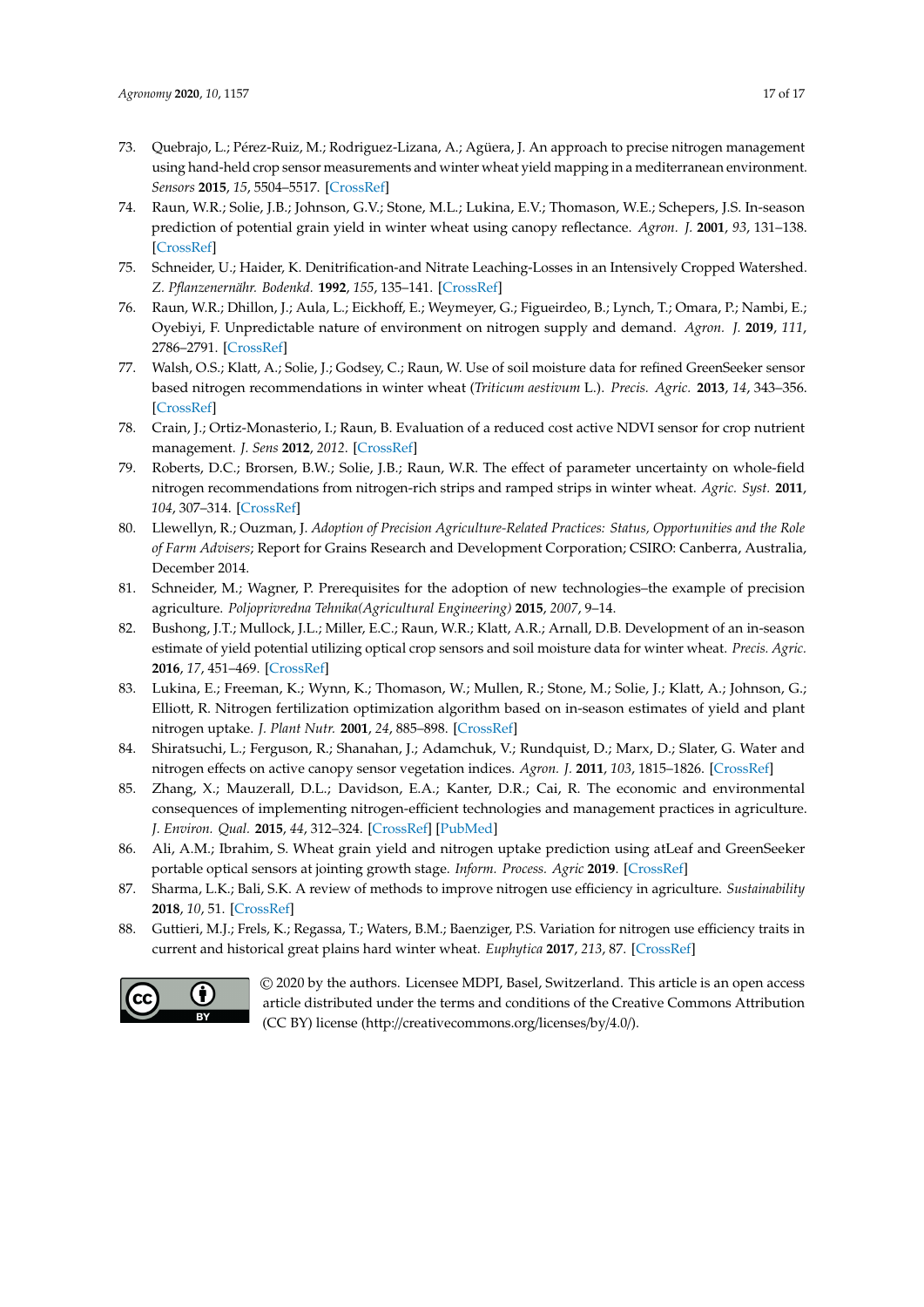73. Quebrajo, L.; Pérez-Ruiz, M.; Rodriguez-Lizana, A.; Agüera, J. An approach to precise nitrogen management using hand-held crop sensor measurements and winter wheat yield mapping in a mediterranean environment. *Sensors* **2015**, *15*, 5504–5517. [CrossRef]
74. Raun, W.R.; Solie, J.B.; Johnson, G.V.; Stone, M.L.; Lukina, E.V.; Thomason, W.E.; Schepers, J.S. In-season prediction of potential grain yield in winter wheat using canopy reflectance. *Agron. J.* **2001**, *93*, 131–138. [CrossRef]
75. Schneider, U.; Haider, K. Denitrification-and Nitrate Leaching-Losses in an Intensively Cropped Watershed. *Z. Pflanzenernähr. Bodenkd.* **1992**, *155*, 135–141. [CrossRef]
76. Raun, W.R.; Dhillon, J.; Aula, L.; Eickhoff, E.; Weymeyer, G.; Figueirdeo, B.; Lynch, T.; Omara, P.; Nambi, E.; Oyebiyi, F. Unpredictable nature of environment on nitrogen supply and demand. *Agron. J.* **2019**, *111*, 2786–2791. [CrossRef]
77. Walsh, O.S.; Klatt, A.; Solie, J.; Godsey, C.; Raun, W. Use of soil moisture data for refined GreenSeeker sensor based nitrogen recommendations in winter wheat (*Triticum aestivum* L.). *Precis. Agric.* **2013**, *14*, 343–356. [CrossRef]
78. Crain, J.; Ortiz-Monasterio, I.; Raun, B. Evaluation of a reduced cost active NDVI sensor for crop nutrient management. *J. Sens* **2012**, *2012*. [CrossRef]
79. Roberts, D.C.; Brorsen, B.W.; Solie, J.B.; Raun, W.R. The effect of parameter uncertainty on whole-field nitrogen recommendations from nitrogen-rich strips and ramped strips in winter wheat. *Agric. Syst.* **2011**, *104*, 307–314. [CrossRef]
80. Llewellyn, R.; Ouzman, J. *Adoption of Precision Agriculture-Related Practices: Status, Opportunities and the Role of Farm Advisers*; Report for Grains Research and Development Corporation; CSIRO: Canberra, Australia, December 2014.
81. Schneider, M.; Wagner, P. Prerequisites for the adoption of new technologies–the example of precision agriculture. *Poljoprivredna Tehnika(Agricultural Engineering)* **2015**, *2007*, 9–14.
82. Bushong, J.T.; Mullock, J.L.; Miller, E.C.; Raun, W.R.; Klatt, A.R.; Arnall, D.B. Development of an in-season estimate of yield potential utilizing optical crop sensors and soil moisture data for winter wheat. *Precis. Agric.* **2016**, *17*, 451–469. [CrossRef]
83. Lukina, E.; Freeman, K.; Wynn, K.; Thomason, W.; Mullen, R.; Stone, M.; Solie, J.; Klatt, A.; Johnson, G.; Elliott, R. Nitrogen fertilization optimization algorithm based on in-season estimates of yield and plant nitrogen uptake. *J. Plant Nutr.* **2001**, *24*, 885–898. [CrossRef]
84. Shiratsuchi, L.; Ferguson, R.; Shanahan, J.; Adamchuk, V.; Rundquist, D.; Marx, D.; Slater, G. Water and nitrogen effects on active canopy sensor vegetation indices. *Agron. J.* **2011**, *103*, 1815–1826. [CrossRef]
85. Zhang, X.; Mauzerall, D.L.; Davidson, E.A.; Kanter, D.R.; Cai, R. The economic and environmental consequences of implementing nitrogen-efficient technologies and management practices in agriculture. *J. Environ. Qual.* **2015**, *44*, 312–324. [CrossRef] [PubMed]
86. Ali, A.M.; Ibrahim, S. Wheat grain yield and nitrogen uptake prediction using atLeaf and GreenSeeker portable optical sensors at jointing growth stage. *Inform. Process. Agric* **2019**. [CrossRef]
87. Sharma, L.K.; Bali, S.K. A review of methods to improve nitrogen use efficiency in agriculture. *Sustainability* **2018**, *10*, 51. [CrossRef]
88. Guttieri, M.J.; Frels, K.; Regassa, T.; Waters, B.M.; Baenziger, P.S. Variation for nitrogen use efficiency traits in current and historical great plains hard winter wheat. *Euphytica* **2017**, *213*, 87. [CrossRef]

© 2020 by the authors. Licensee MDPI, Basel, Switzerland. This article is an open access article distributed under the terms and conditions of the Creative Commons Attribution (CC BY) license (http://creativecommons.org/licenses/by/4.0/).